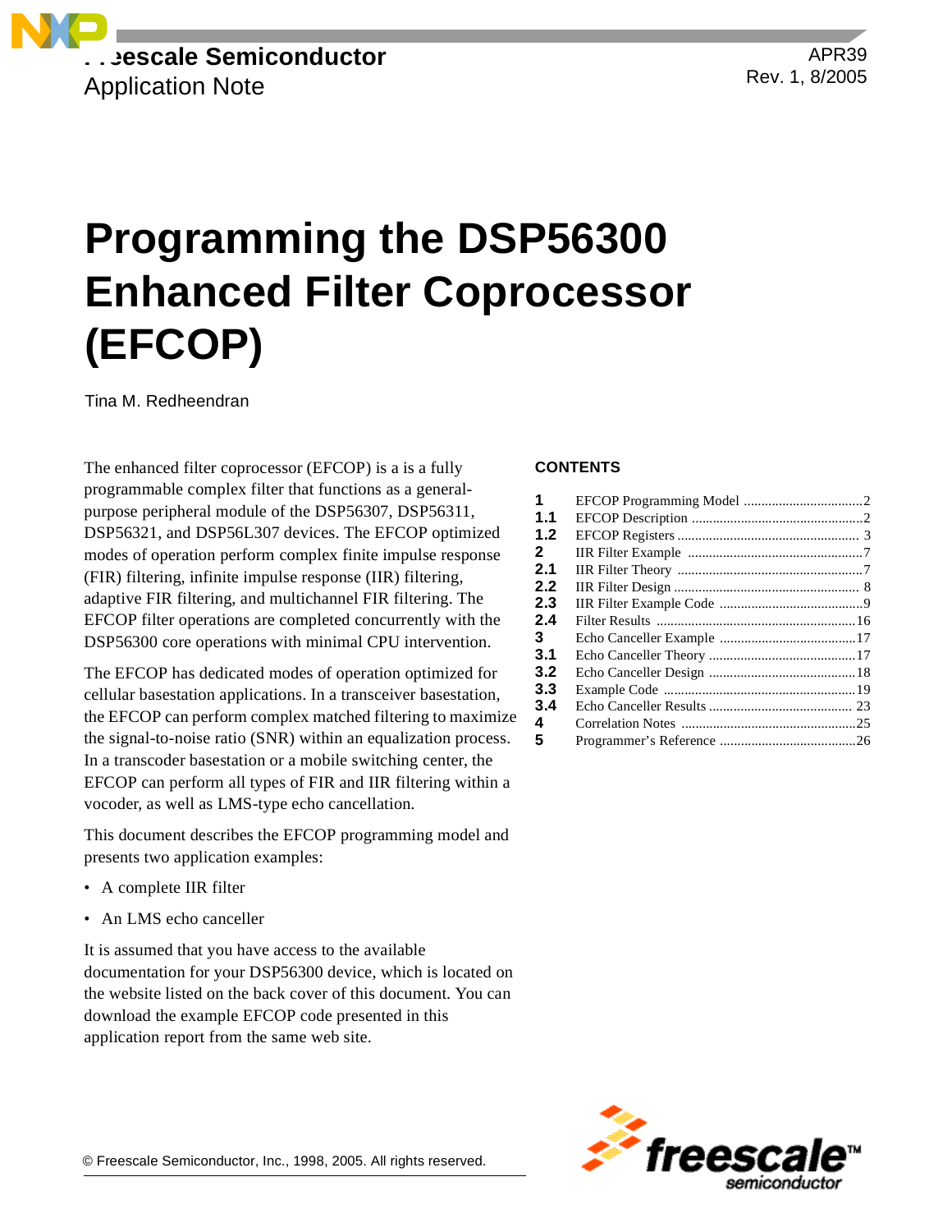Freescale Semiconductor
Application Note

APR39
Rev. 1, 8/2005

# Programming the DSP56300 Enhanced Filter Coprocessor (EFCOP)

Tina M. Redheendran

The enhanced filter coprocessor (EFCOP) is a is a fully programmable complex filter that functions as a general-purpose peripheral module of the DSP56307, DSP56311, DSP56321, and DSP56L307 devices. The EFCOP optimized modes of operation perform complex finite impulse response (FIR) filtering, infinite impulse response (IIR) filtering, adaptive FIR filtering, and multichannel FIR filtering. The EFCOP filter operations are completed concurrently with the DSP56300 core operations with minimal CPU intervention.

The EFCOP has dedicated modes of operation optimized for cellular basestation applications. In a transceiver basestation, the EFCOP can perform complex matched filtering to maximize the signal-to-noise ratio (SNR) within an equalization process. In a transcoder basestation or a mobile switching center, the EFCOP can perform all types of FIR and IIR filtering within a vocoder, as well as LMS-type echo cancellation.

This document describes the EFCOP programming model and presents two application examples:

- A complete IIR filter
- An LMS echo canceller

It is assumed that you have access to the available documentation for your DSP56300 device, which is located on the website listed on the back cover of this document. You can download the example EFCOP code presented in this application report from the same web site.

**CONTENTS**

| | | |
|---|---|---|
| **1** | EFCOP Programming Model | 2 |
| **1.1** | EFCOP Description | 2 |
| **1.2** | EFCOP Registers | 3 |
| **2** | IIR Filter Example | 7 |
| **2.1** | IIR Filter Theory | 7 |
| **2.2** | IIR Filter Design | 8 |
| **2.3** | IIR Filter Example Code | 9 |
| **2.4** | Filter Results | 16 |
| **3** | Echo Canceller Example | 17 |
| **3.1** | Echo Canceller Theory | 17 |
| **3.2** | Echo Canceller Design | 18 |
| **3.3** | Example Code | 19 |
| **3.4** | Echo Canceller Results | 23 |
| **4** | Correlation Notes | 25 |
| **5** | Programmer's Reference | 26 |

© Freescale Semiconductor, Inc., 1998, 2005. All rights reserved.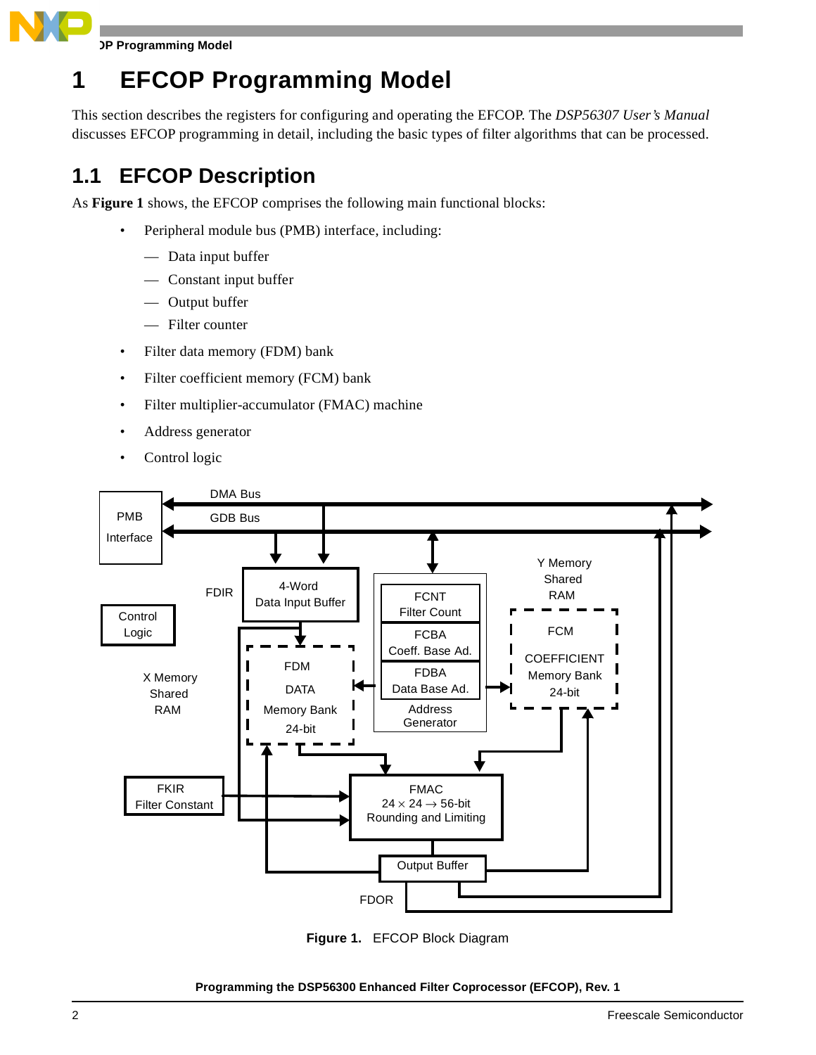# 1 EFCOP Programming Model

This section describes the registers for configuring and operating the EFCOP. The *DSP56307 User's Manual* discusses EFCOP programming in detail, including the basic types of filter algorithms that can be processed.

## 1.1 EFCOP Description

As **Figure 1** shows, the EFCOP comprises the following main functional blocks:

- Peripheral module bus (PMB) interface, including:
  - — Data input buffer
  - — Constant input buffer
  - — Output buffer
  - — Filter counter
- Filter data memory (FDM) bank
- Filter coefficient memory (FCM) bank
- Filter multiplier-accumulator (FMAC) machine
- Address generator
- Control logic

**Figure 1.** EFCOP Block Diagram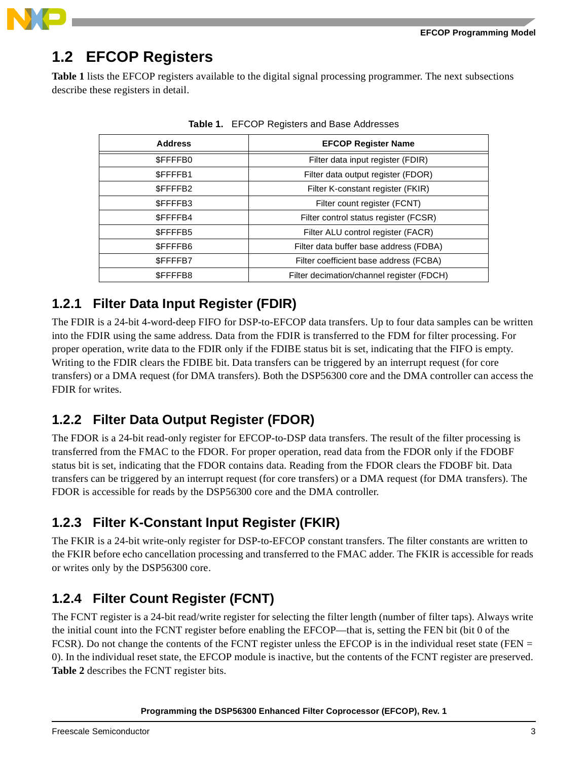## 1.2 EFCOP Registers

**Table 1** lists the EFCOP registers available to the digital signal processing programmer. The next subsections describe these registers in detail.

**Table 1.** EFCOP Registers and Base Addresses

| Address | EFCOP Register Name |
|---|---|
| $FFFFB0 | Filter data input register (FDIR) |
| $FFFFB1 | Filter data output register (FDOR) |
| $FFFFB2 | Filter K-constant register (FKIR) |
| $FFFFB3 | Filter count register (FCNT) |
| $FFFFB4 | Filter control status register (FCSR) |
| $FFFFB5 | Filter ALU control register (FACR) |
| $FFFFB6 | Filter data buffer base address (FDBA) |
| $FFFFB7 | Filter coefficient base address (FCBA) |
| $FFFFB8 | Filter decimation/channel register (FDCH) |

### 1.2.1 Filter Data Input Register (FDIR)

The FDIR is a 24-bit 4-word-deep FIFO for DSP-to-EFCOP data transfers. Up to four data samples can be written into the FDIR using the same address. Data from the FDIR is transferred to the FDM for filter processing. For proper operation, write data to the FDIR only if the FDIBE status bit is set, indicating that the FIFO is empty. Writing to the FDIR clears the FDIBE bit. Data transfers can be triggered by an interrupt request (for core transfers) or a DMA request (for DMA transfers). Both the DSP56300 core and the DMA controller can access the FDIR for writes.

### 1.2.2 Filter Data Output Register (FDOR)

The FDOR is a 24-bit read-only register for EFCOP-to-DSP data transfers. The result of the filter processing is transferred from the FMAC to the FDOR. For proper operation, read data from the FDOR only if the FDOBF status bit is set, indicating that the FDOR contains data. Reading from the FDOR clears the FDOBF bit. Data transfers can be triggered by an interrupt request (for core transfers) or a DMA request (for DMA transfers). The FDOR is accessible for reads by the DSP56300 core and the DMA controller.

### 1.2.3 Filter K-Constant Input Register (FKIR)

The FKIR is a 24-bit write-only register for DSP-to-EFCOP constant transfers. The filter constants are written to the FKIR before echo cancellation processing and transferred to the FMAC adder. The FKIR is accessible for reads or writes only by the DSP56300 core.

### 1.2.4 Filter Count Register (FCNT)

The FCNT register is a 24-bit read/write register for selecting the filter length (number of filter taps). Always write the initial count into the FCNT register before enabling the EFCOP—that is, setting the FEN bit (bit 0 of the FCSR). Do not change the contents of the FCNT register unless the EFCOP is in the individual reset state (FEN = 0). In the individual reset state, the EFCOP module is inactive, but the contents of the FCNT register are preserved. **Table 2** describes the FCNT register bits.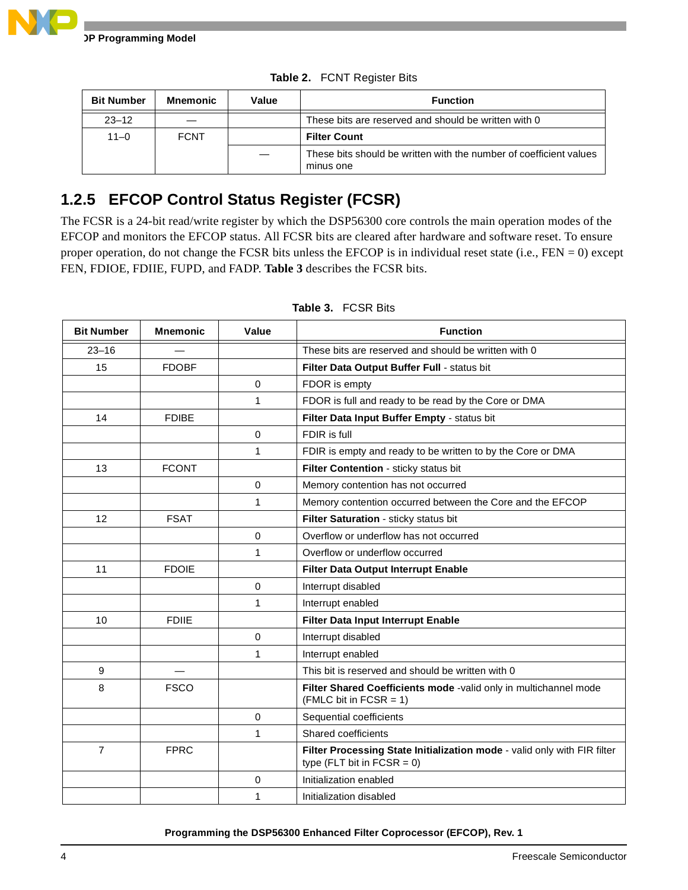**Table 2.** FCNT Register Bits

| Bit Number | Mnemonic | Value | Function |
|---|---|---|---|
| 23–12 | — | | These bits are reserved and should be written with 0 |
| 11–0 | FCNT | | **Filter Count** |
| | | — | These bits should be written with the number of coefficient values minus one |

### 1.2.5 EFCOP Control Status Register (FCSR)

The FCSR is a 24-bit read/write register by which the DSP56300 core controls the main operation modes of the EFCOP and monitors the EFCOP status. All FCSR bits are cleared after hardware and software reset. To ensure proper operation, do not change the FCSR bits unless the EFCOP is in individual reset state (i.e., FEN = 0) except FEN, FDIOE, FDIIE, FUPD, and FADP. **Table 3** describes the FCSR bits.

**Table 3.** FCSR Bits

| Bit Number | Mnemonic | Value | Function |
|---|---|---|---|
| 23–16 | — | | These bits are reserved and should be written with 0 |
| 15 | FDOBF | | **Filter Data Output Buffer Full** - status bit |
| | | 0 | FDOR is empty |
| | | 1 | FDOR is full and ready to be read by the Core or DMA |
| 14 | FDIBE | | **Filter Data Input Buffer Empty** - status bit |
| | | 0 | FDIR is full |
| | | 1 | FDIR is empty and ready to be written to by the Core or DMA |
| 13 | FCONT | | **Filter Contention** - sticky status bit |
| | | 0 | Memory contention has not occurred |
| | | 1 | Memory contention occurred between the Core and the EFCOP |
| 12 | FSAT | | **Filter Saturation** - sticky status bit |
| | | 0 | Overflow or underflow has not occurred |
| | | 1 | Overflow or underflow occurred |
| 11 | FDOIE | | **Filter Data Output Interrupt Enable** |
| | | 0 | Interrupt disabled |
| | | 1 | Interrupt enabled |
| 10 | FDIIE | | **Filter Data Input Interrupt Enable** |
| | | 0 | Interrupt disabled |
| | | 1 | Interrupt enabled |
| 9 | — | | This bit is reserved and should be written with 0 |
| 8 | FSCO | | **Filter Shared Coefficients mode** -valid only in multichannel mode (FMLC bit in FCSR = 1) |
| | | 0 | Sequential coefficients |
| | | 1 | Shared coefficients |
| 7 | FPRC | | **Filter Processing State Initialization mode** - valid only with FIR filter type (FLT bit in FCSR = 0) |
| | | 0 | Initialization enabled |
| | | 1 | Initialization disabled |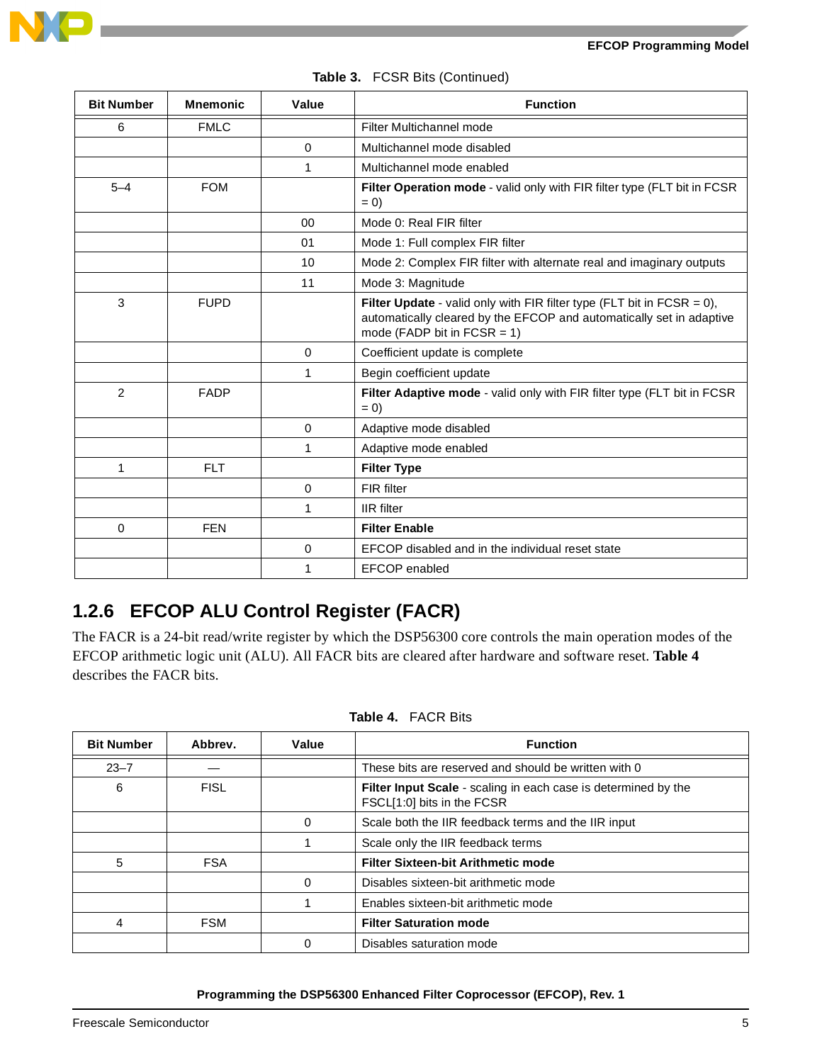Table 3. FCSR Bits (Continued)

| Bit Number | Mnemonic | Value | Function |
|---|---|---|---|
| 6 | FMLC | | Filter Multichannel mode |
| | | 0 | Multichannel mode disabled |
| | | 1 | Multichannel mode enabled |
| 5–4 | FOM | | **Filter Operation mode** - valid only with FIR filter type (FLT bit in FCSR = 0) |
| | | 00 | Mode 0: Real FIR filter |
| | | 01 | Mode 1: Full complex FIR filter |
| | | 10 | Mode 2: Complex FIR filter with alternate real and imaginary outputs |
| | | 11 | Mode 3: Magnitude |
| 3 | FUPD | | **Filter Update** - valid only with FIR filter type (FLT bit in FCSR = 0), automatically cleared by the EFCOP and automatically set in adaptive mode (FADP bit in FCSR = 1) |
| | | 0 | Coefficient update is complete |
| | | 1 | Begin coefficient update |
| 2 | FADP | | **Filter Adaptive mode** - valid only with FIR filter type (FLT bit in FCSR = 0) |
| | | 0 | Adaptive mode disabled |
| | | 1 | Adaptive mode enabled |
| 1 | FLT | | **Filter Type** |
| | | 0 | FIR filter |
| | | 1 | IIR filter |
| 0 | FEN | | **Filter Enable** |
| | | 0 | EFCOP disabled and in the individual reset state |
| | | 1 | EFCOP enabled |

## 1.2.6 EFCOP ALU Control Register (FACR)

The FACR is a 24-bit read/write register by which the DSP56300 core controls the main operation modes of the EFCOP arithmetic logic unit (ALU). All FACR bits are cleared after hardware and software reset. **Table 4** describes the FACR bits.

Table 4. FACR Bits

| Bit Number | Abbrev. | Value | Function |
|---|---|---|---|
| 23–7 | — | | These bits are reserved and should be written with 0 |
| 6 | FISL | | **Filter Input Scale** - scaling in each case is determined by the FSCL[1:0] bits in the FCSR |
| | | 0 | Scale both the IIR feedback terms and the IIR input |
| | | 1 | Scale only the IIR feedback terms |
| 5 | FSA | | **Filter Sixteen-bit Arithmetic mode** |
| | | 0 | Disables sixteen-bit arithmetic mode |
| | | 1 | Enables sixteen-bit arithmetic mode |
| 4 | FSM | | **Filter Saturation mode** |
| | | 0 | Disables saturation mode |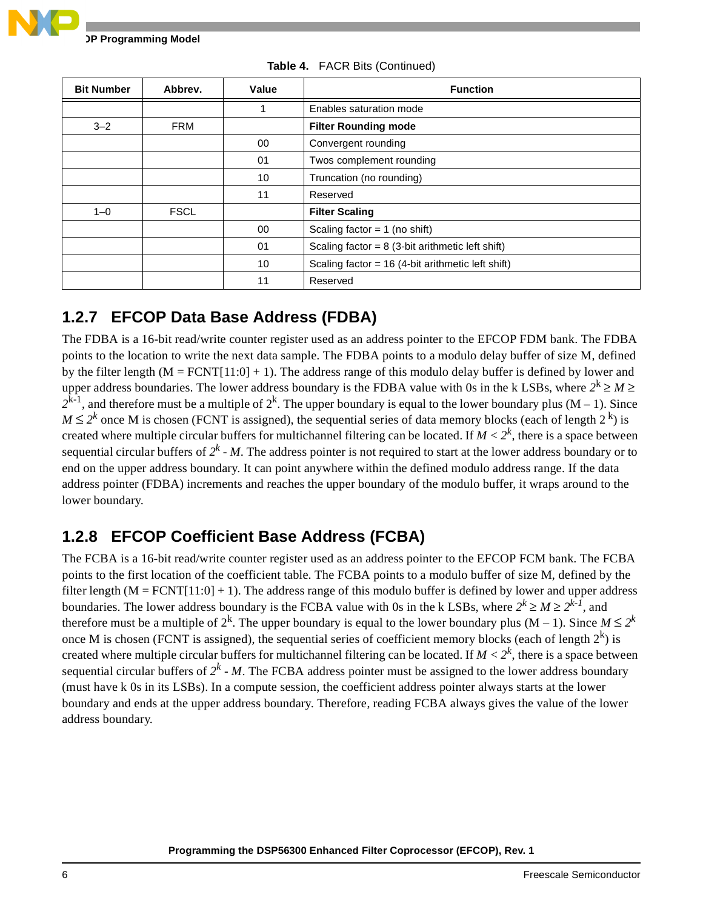**Table 4.** FACR Bits (Continued)

| Bit Number | Abbrev. | Value | Function |
|---|---|---|---|
| | | 1 | Enables saturation mode |
| 3–2 | FRM | | **Filter Rounding mode** |
| | | 00 | Convergent rounding |
| | | 01 | Twos complement rounding |
| | | 10 | Truncation (no rounding) |
| | | 11 | Reserved |
| 1–0 | FSCL | | **Filter Scaling** |
| | | 00 | Scaling factor = 1 (no shift) |
| | | 01 | Scaling factor = 8 (3-bit arithmetic left shift) |
| | | 10 | Scaling factor = 16 (4-bit arithmetic left shift) |
| | | 11 | Reserved |

### 1.2.7 EFCOP Data Base Address (FDBA)

The FDBA is a 16-bit read/write counter register used as an address pointer to the EFCOP FDM bank. The FDBA points to the location to write the next data sample. The FDBA points to a modulo delay buffer of size M, defined by the filter length (M = FCNT[11:0] + 1). The address range of this modulo delay buffer is defined by lower and upper address boundaries. The lower address boundary is the FDBA value with 0s in the k LSBs, where $2^k \geq M \geq 2^{k-1}$, and therefore must be a multiple of $2^k$. The upper boundary is equal to the lower boundary plus (M – 1). Since $M \leq 2^k$ once M is chosen (FCNT is assigned), the sequential series of data memory blocks (each of length $2^k$) is created where multiple circular buffers for multichannel filtering can be located. If $M < 2^k$, there is a space between sequential circular buffers of $2^k - M$. The address pointer is not required to start at the lower address boundary or to end on the upper address boundary. It can point anywhere within the defined modulo address range. If the data address pointer (FDBA) increments and reaches the upper boundary of the modulo buffer, it wraps around to the lower boundary.

### 1.2.8 EFCOP Coefficient Base Address (FCBA)

The FCBA is a 16-bit read/write counter register used as an address pointer to the EFCOP FCM bank. The FCBA points to the first location of the coefficient table. The FCBA points to a modulo buffer of size M, defined by the filter length (M = FCNT[11:0] + 1). The address range of this modulo buffer is defined by lower and upper address boundaries. The lower address boundary is the FCBA value with 0s in the k LSBs, where $2^k \geq M \geq 2^{k-1}$, and therefore must be a multiple of $2^k$. The upper boundary is equal to the lower boundary plus (M – 1). Since $M \leq 2^k$ once M is chosen (FCNT is assigned), the sequential series of coefficient memory blocks (each of length $2^k$) is created where multiple circular buffers for multichannel filtering can be located. If $M < 2^k$, there is a space between sequential circular buffers of $2^k - M$. The FCBA address pointer must be assigned to the lower address boundary (must have k 0s in its LSBs). In a compute session, the coefficient address pointer always starts at the lower boundary and ends at the upper address boundary. Therefore, reading FCBA always gives the value of the lower address boundary.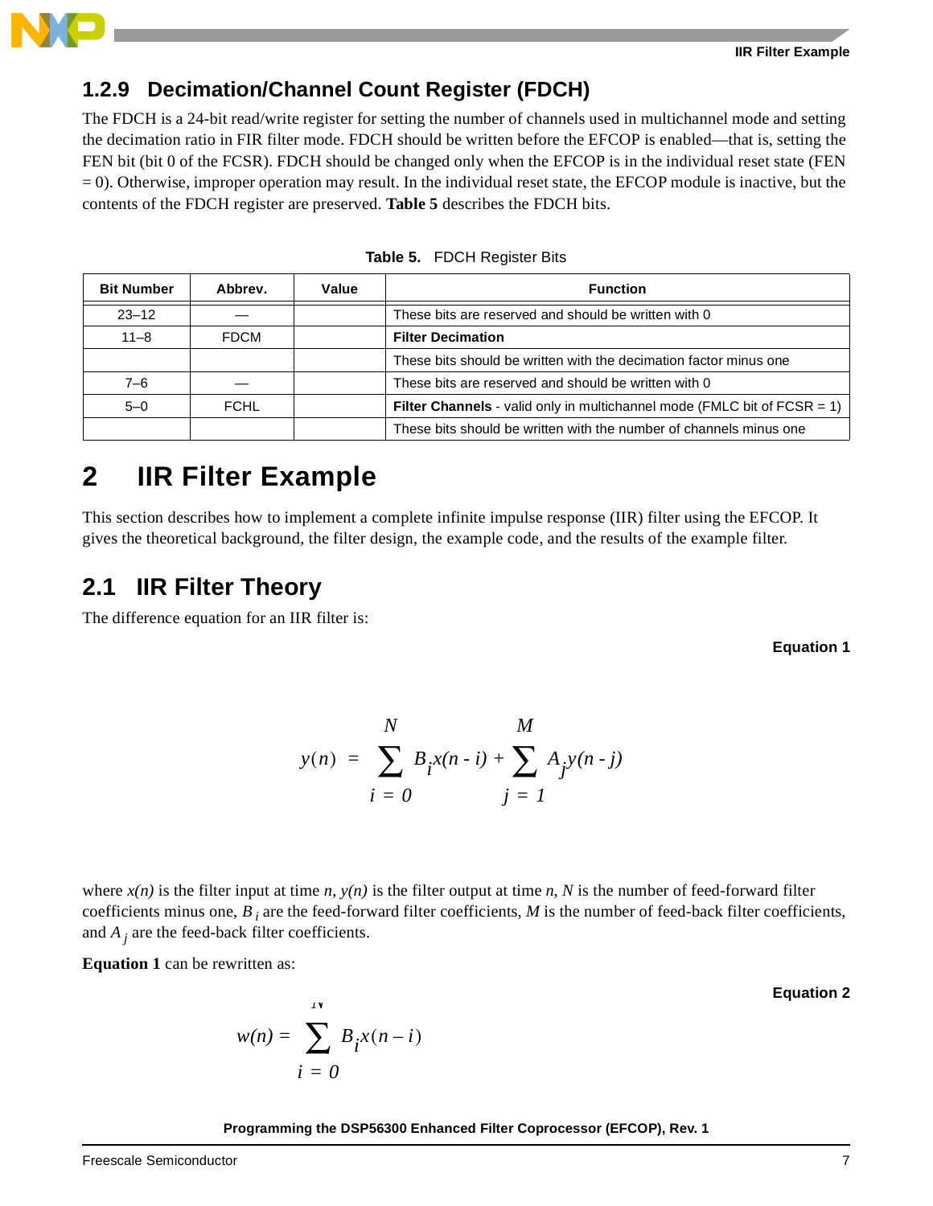### 1.2.9 Decimation/Channel Count Register (FDCH)

The FDCH is a 24-bit read/write register for setting the number of channels used in multichannel mode and setting the decimation ratio in FIR filter mode. FDCH should be written before the EFCOP is enabled—that is, setting the FEN bit (bit 0 of the FCSR). FDCH should be changed only when the EFCOP is in the individual reset state (FEN = 0). Otherwise, improper operation may result. In the individual reset state, the EFCOP module is inactive, but the contents of the FDCH register are preserved. **Table 5** describes the FDCH bits.

**Table 5.** FDCH Register Bits

| Bit Number | Abbrev. | Value | Function |
|---|---|---|---|
| 23–12 | — | | These bits are reserved and should be written with 0 |
| 11–8 | FDCM | | **Filter Decimation** |
| | | | These bits should be written with the decimation factor minus one |
| 7–6 | — | | These bits are reserved and should be written with 0 |
| 5–0 | FCHL | | **Filter Channels** - valid only in multichannel mode (FMLC bit of FCSR = 1) |
| | | | These bits should be written with the number of channels minus one |

# 2 IIR Filter Example

This section describes how to implement a complete infinite impulse response (IIR) filter using the EFCOP. It gives the theoretical background, the filter design, the example code, and the results of the example filter.

## 2.1 IIR Filter Theory

The difference equation for an IIR filter is:

**Equation 1**

$$y(n) = \sum_{i=0}^{N} B_i x(n-i) + \sum_{j=1}^{M} A_j y(n-j)$$

where $x(n)$ is the filter input at time $n$, $y(n)$ is the filter output at time $n$, $N$ is the number of feed-forward filter coefficients minus one, $B_i$ are the feed-forward filter coefficients, $M$ is the number of feed-back filter coefficients, and $A_j$ are the feed-back filter coefficients.

**Equation 1** can be rewritten as:

**Equation 2**

$$w(n) = \sum_{i=0}^{N} B_i x(n-i)$$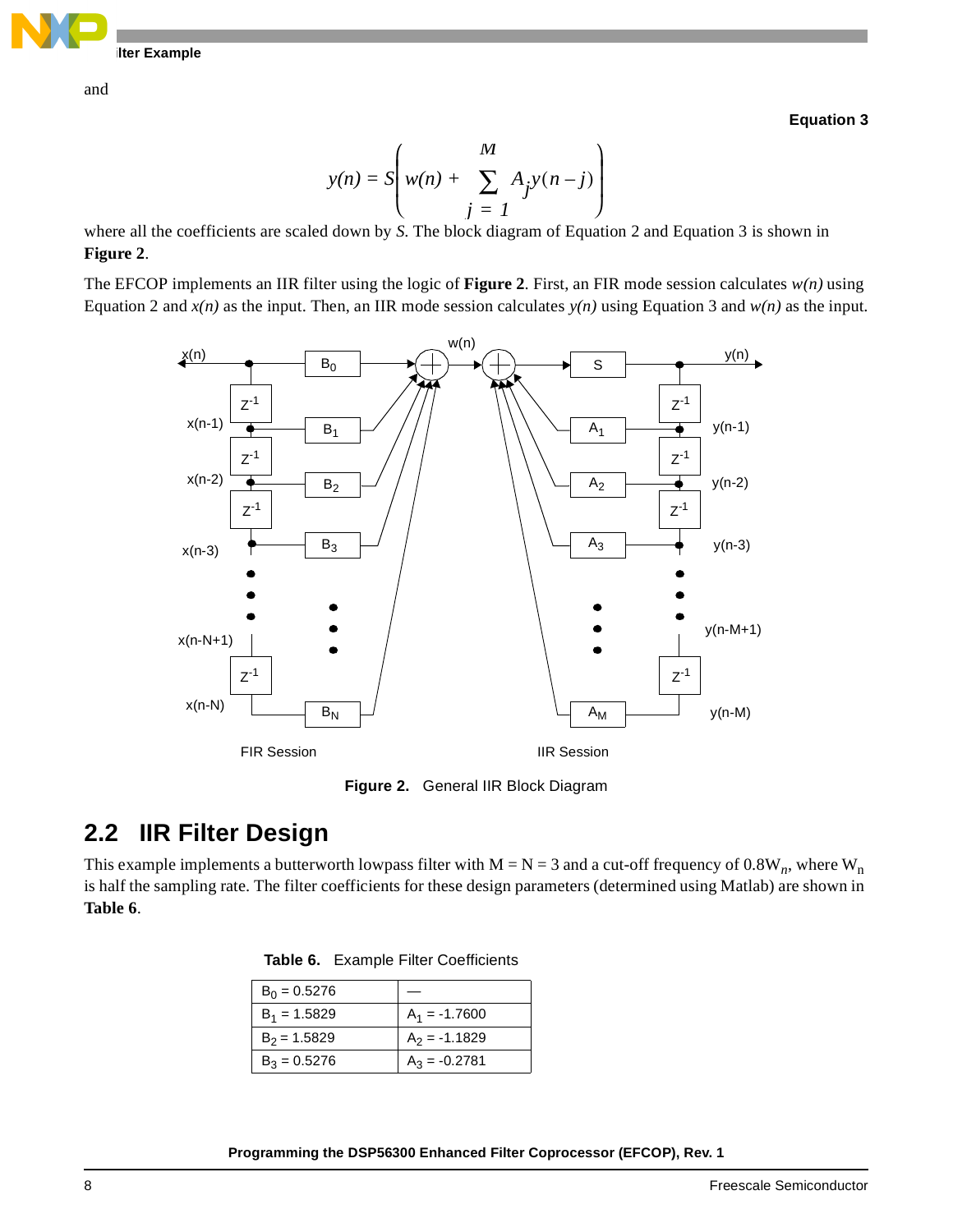and

**Equation 3**

$$y(n) = S\left( w(n) + \sum_{j=1}^{M} A_j y(n-j) \right)$$

where all the coefficients are scaled down by *S*. The block diagram of Equation 2 and Equation 3 is shown in **Figure 2**.

The EFCOP implements an IIR filter using the logic of **Figure 2**. First, an FIR mode session calculates *w(n)* using Equation 2 and *x(n)* as the input. Then, an IIR mode session calculates *y(n)* using Equation 3 and *w(n)* as the input.

**Figure 2.** General IIR Block Diagram

## 2.2 IIR Filter Design

This example implements a butterworth lowpass filter with M = N = 3 and a cut-off frequency of $0.8W_n$, where $W_n$ is half the sampling rate. The filter coefficients for these design parameters (determined using Matlab) are shown in **Table 6**.

**Table 6.** Example Filter Coefficients

| | |
|---|---|
| $B_0$ = 0.5276 | — |
| $B_1$ = 1.5829 | $A_1$ = -1.7600 |
| $B_2$ = 1.5829 | $A_2$ = -1.1829 |
| $B_3$ = 0.5276 | $A_3$ = -0.2781 |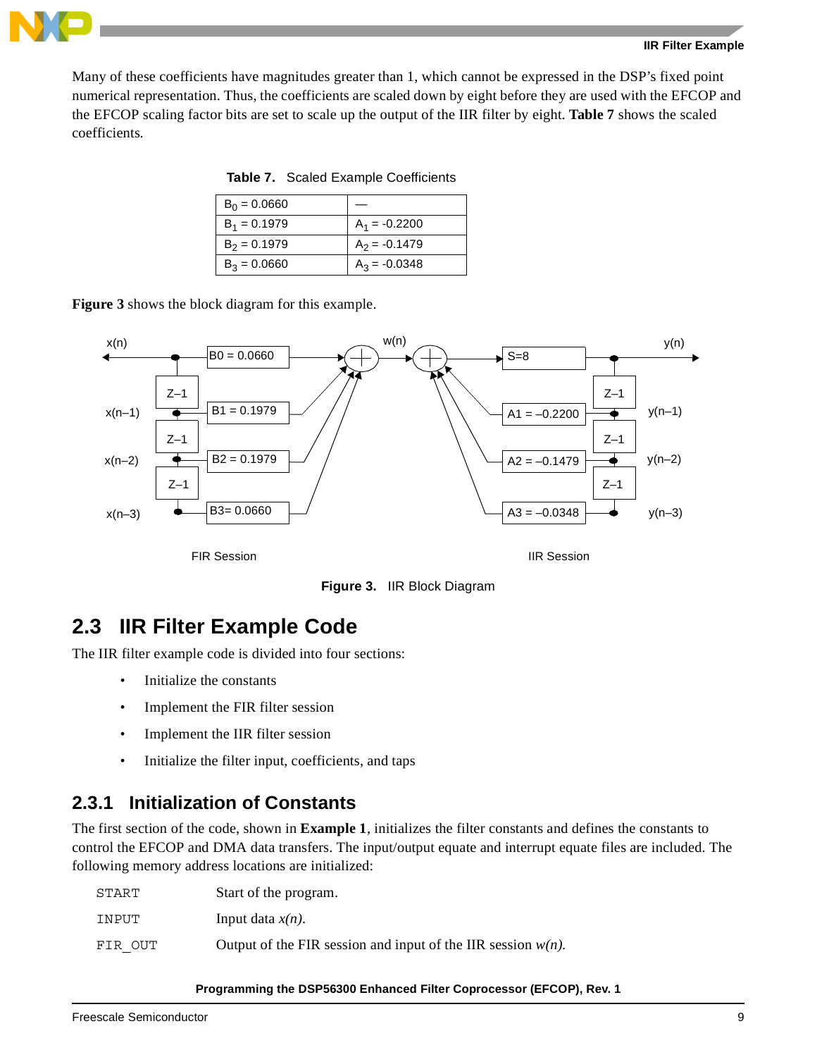Many of these coefficients have magnitudes greater than 1, which cannot be expressed in the DSP's fixed point numerical representation. Thus, the coefficients are scaled down by eight before they are used with the EFCOP and the EFCOP scaling factor bits are set to scale up the output of the IIR filter by eight. **Table 7** shows the scaled coefficients.

**Table 7.** Scaled Example Coefficients

| | |
|---|---|
| $B_0$ = 0.0660 | — |
| $B_1$ = 0.1979 | $A_1$ = -0.2200 |
| $B_2$ = 0.1979 | $A_2$ = -0.1479 |
| $B_3$ = 0.0660 | $A_3$ = -0.0348 |

**Figure 3** shows the block diagram for this example.

**Figure 3.** IIR Block Diagram

## 2.3 IIR Filter Example Code

The IIR filter example code is divided into four sections:

- Initialize the constants
- Implement the FIR filter session
- Implement the IIR filter session
- Initialize the filter input, coefficients, and taps

### 2.3.1 Initialization of Constants

The first section of the code, shown in **Example 1**, initializes the filter constants and defines the constants to control the EFCOP and DMA data transfers. The input/output equate and interrupt equate files are included. The following memory address locations are initialized:

| | |
|---|---|
| `START` | Start of the program. |
| `INPUT` | Input data *x(n)*. |
| `FIR_OUT` | Output of the FIR session and input of the IIR session *w(n)*. |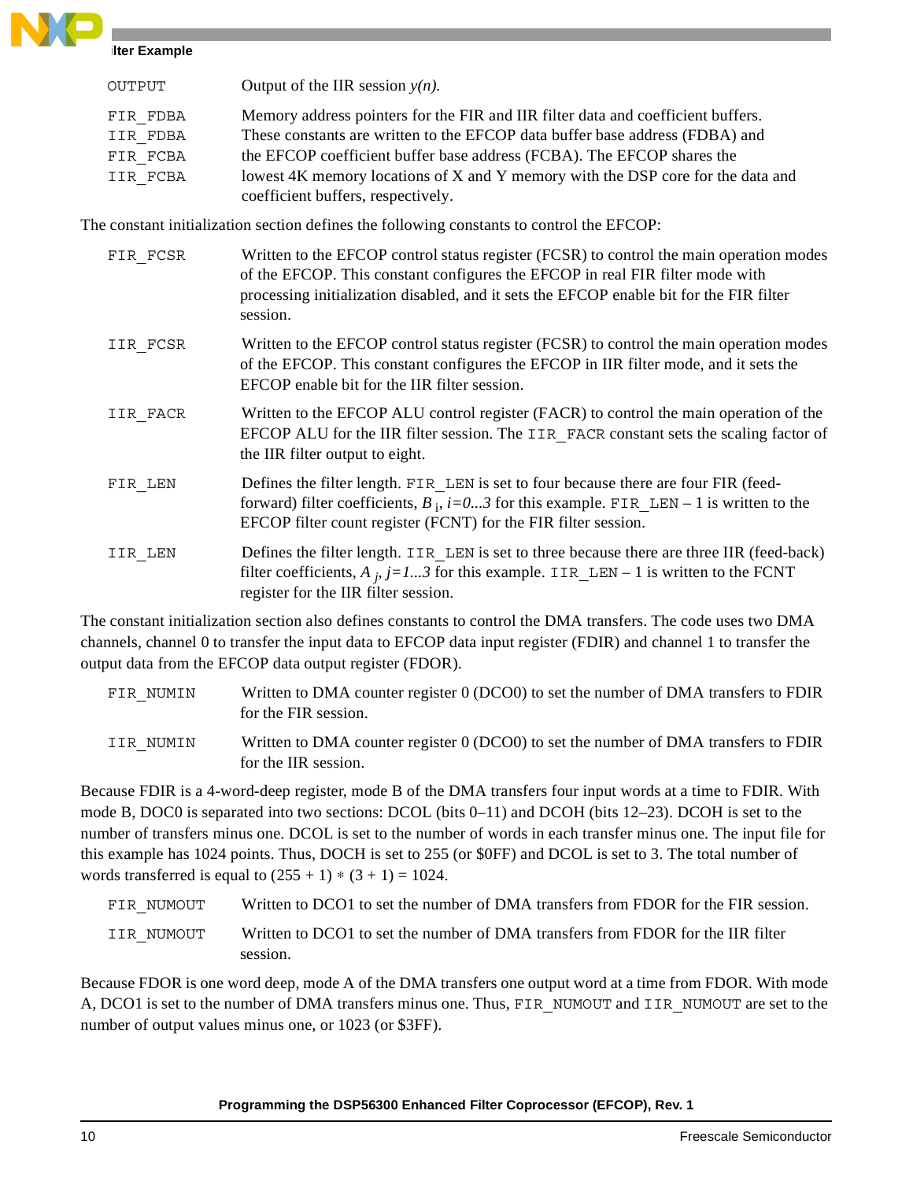| | |
|---|---|
| `OUTPUT` | Output of the IIR session *y(n).* |
| `FIR_FDBA` `IIR_FDBA` `FIR_FCBA` `IIR_FCBA` | Memory address pointers for the FIR and IIR filter data and coefficient buffers. These constants are written to the EFCOP data buffer base address (FDBA) and the EFCOP coefficient buffer base address (FCBA). The EFCOP shares the lowest 4K memory locations of X and Y memory with the DSP core for the data and coefficient buffers, respectively. |

The constant initialization section defines the following constants to control the EFCOP:

| | |
|---|---|
| `FIR_FCSR` | Written to the EFCOP control status register (FCSR) to control the main operation modes of the EFCOP. This constant configures the EFCOP in real FIR filter mode with processing initialization disabled, and it sets the EFCOP enable bit for the FIR filter session. |
| `IIR_FCSR` | Written to the EFCOP control status register (FCSR) to control the main operation modes of the EFCOP. This constant configures the EFCOP in IIR filter mode, and it sets the EFCOP enable bit for the IIR filter session. |
| `IIR_FACR` | Written to the EFCOP ALU control register (FACR) to control the main operation of the EFCOP ALU for the IIR filter session. The `IIR_FACR` constant sets the scaling factor of the IIR filter output to eight. |
| `FIR_LEN` | Defines the filter length. `FIR_LEN` is set to four because there are four FIR (feed-forward) filter coefficients, $B_i$, $i=0...3$ for this example. `FIR_LEN` – 1 is written to the EFCOP filter count register (FCNT) for the FIR filter session. |
| `IIR_LEN` | Defines the filter length. `IIR_LEN` is set to three because there are three IIR (feed-back) filter coefficients, $A_j$, $j=1...3$ for this example. `IIR_LEN` – 1 is written to the FCNT register for the IIR filter session. |

The constant initialization section also defines constants to control the DMA transfers. The code uses two DMA channels, channel 0 to transfer the input data to EFCOP data input register (FDIR) and channel 1 to transfer the output data from the EFCOP data output register (FDOR).

| | |
|---|---|
| `FIR_NUMIN` | Written to DMA counter register 0 (DCO0) to set the number of DMA transfers to FDIR for the FIR session. |
| `IIR_NUMIN` | Written to DMA counter register 0 (DCO0) to set the number of DMA transfers to FDIR for the IIR session. |

Because FDIR is a 4-word-deep register, mode B of the DMA transfers four input words at a time to FDIR. With mode B, DOC0 is separated into two sections: DCOL (bits 0–11) and DCOH (bits 12–23). DCOH is set to the number of transfers minus one. DCOL is set to the number of words in each transfer minus one. The input file for this example has 1024 points. Thus, DOCH is set to 255 (or $0FF) and DCOL is set to 3. The total number of words transferred is equal to $(255 + 1) * (3 + 1) = 1024$.

| | |
|---|---|
| `FIR_NUMOUT` | Written to DCO1 to set the number of DMA transfers from FDOR for the FIR session. |
| `IIR_NUMOUT` | Written to DCO1 to set the number of DMA transfers from FDOR for the IIR filter session. |

Because FDOR is one word deep, mode A of the DMA transfers one output word at a time from FDOR. With mode A, DCO1 is set to the number of DMA transfers minus one. Thus, `FIR_NUMOUT` and `IIR_NUMOUT` are set to the number of output values minus one, or 1023 (or $3FF).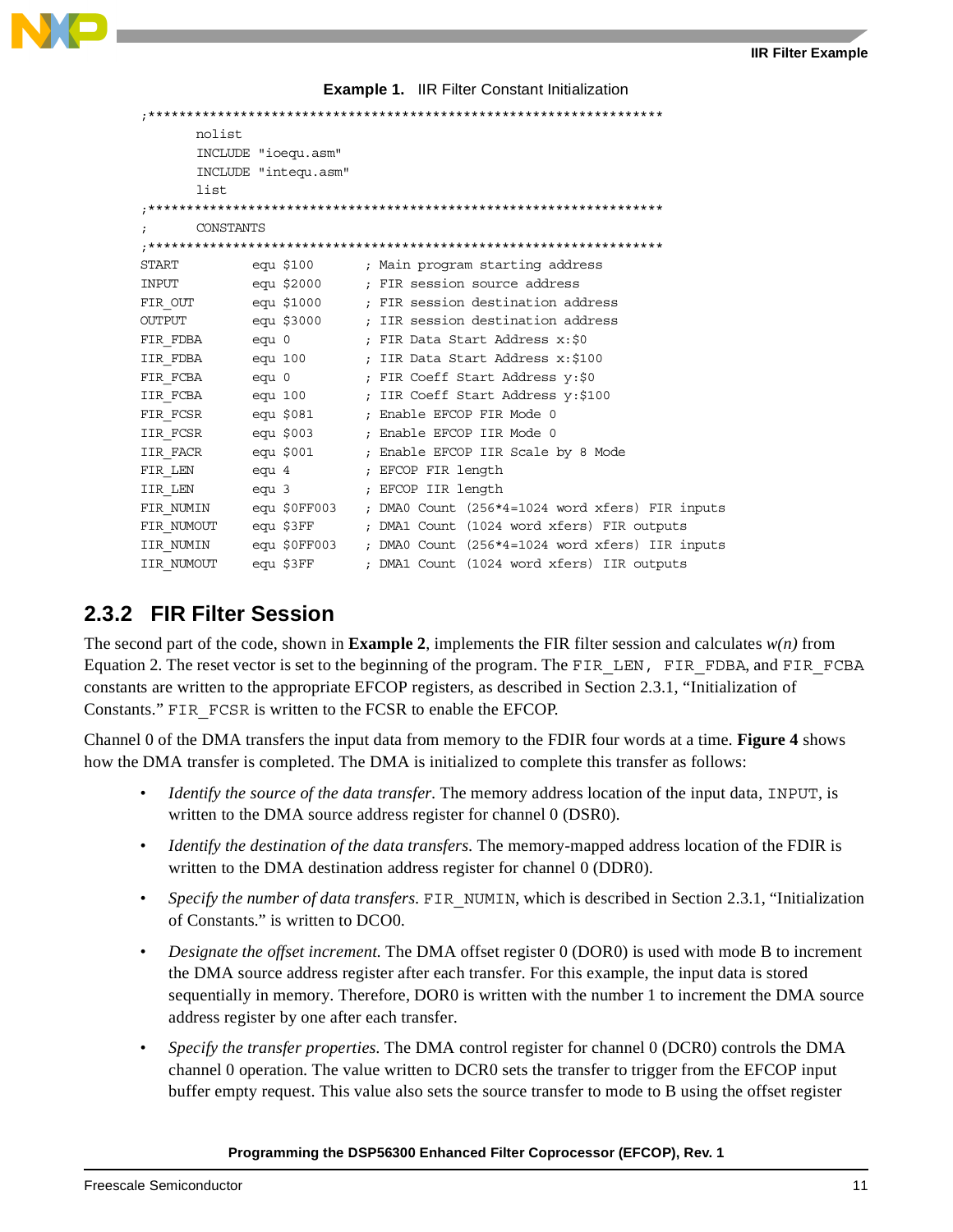**Example 1.** IIR Filter Constant Initialization

```
;*******************************************************************
        nolist
        INCLUDE "ioequ.asm"
        INCLUDE "intequ.asm"
        list
;*******************************************************************
;       CONSTANTS
;*******************************************************************
START           equ $100        ; Main program starting address
INPUT           equ $2000       ; FIR session source address
FIR_OUT         equ $1000       ; FIR session destination address
OUTPUT          equ $3000       ; IIR session destination address
FIR_FDBA        equ 0           ; FIR Data Start Address x:$0
IIR_FDBA        equ 100         ; IIR Data Start Address x:$100
FIR_FCBA        equ 0           ; FIR Coeff Start Address y:$0
IIR_FCBA        equ 100         ; IIR Coeff Start Address y:$100
FIR_FCSR        equ $081        ; Enable EFCOP FIR Mode 0
IIR_FCSR        equ $003        ; Enable EFCOP IIR Mode 0
IIR_FACR        equ $001        ; Enable EFCOP IIR Scale by 8 Mode
FIR_LEN         equ 4           ; EFCOP FIR length
IIR_LEN         equ 3           ; EFCOP IIR length
FIR_NUMIN       equ $0FF003     ; DMA0 Count (256*4=1024 word xfers) FIR inputs
FIR_NUMOUT      equ $3FF        ; DMA1 Count (1024 word xfers) FIR outputs
IIR_NUMIN       equ $0FF003     ; DMA0 Count (256*4=1024 word xfers) IIR inputs
IIR_NUMOUT      equ $3FF        ; DMA1 Count (1024 word xfers) IIR outputs
```

### 2.3.2 FIR Filter Session

The second part of the code, shown in **Example 2**, implements the FIR filter session and calculates *w(n)* from Equation 2. The reset vector is set to the beginning of the program. The `FIR_LEN`, `FIR_FDBA`, and `FIR_FCBA` constants are written to the appropriate EFCOP registers, as described in Section 2.3.1, "Initialization of Constants." `FIR_FCSR` is written to the FCSR to enable the EFCOP.

Channel 0 of the DMA transfers the input data from memory to the FDIR four words at a time. **Figure 4** shows how the DMA transfer is completed. The DMA is initialized to complete this transfer as follows:

- *Identify the source of the data transfer.* The memory address location of the input data, `INPUT`, is written to the DMA source address register for channel 0 (DSR0).
- *Identify the destination of the data transfers.* The memory-mapped address location of the FDIR is written to the DMA destination address register for channel 0 (DDR0).
- *Specify the number of data transfers.* `FIR_NUMIN`, which is described in Section 2.3.1, "Initialization of Constants." is written to DCO0.
- *Designate the offset increment.* The DMA offset register 0 (DOR0) is used with mode B to increment the DMA source address register after each transfer. For this example, the input data is stored sequentially in memory. Therefore, DOR0 is written with the number 1 to increment the DMA source address register by one after each transfer.
- *Specify the transfer properties.* The DMA control register for channel 0 (DCR0) controls the DMA channel 0 operation. The value written to DCR0 sets the transfer to trigger from the EFCOP input buffer empty request. This value also sets the source transfer to mode to B using the offset register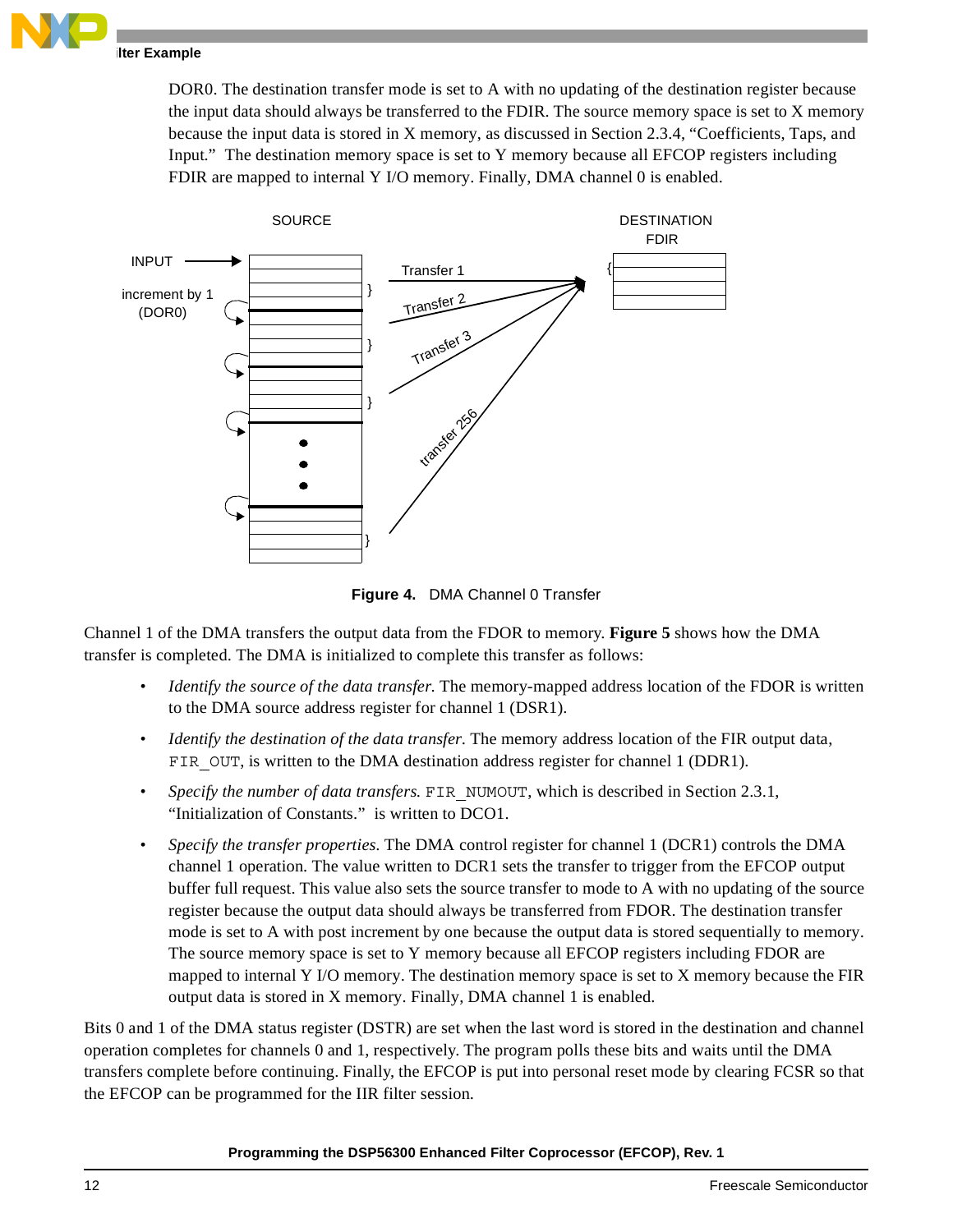DOR0. The destination transfer mode is set to A with no updating of the destination register because the input data should always be transferred to the FDIR. The source memory space is set to X memory because the input data is stored in X memory, as discussed in Section 2.3.4, "Coefficients, Taps, and Input." The destination memory space is set to Y memory because all EFCOP registers including FDIR are mapped to internal Y I/O memory. Finally, DMA channel 0 is enabled.

**Figure 4.** DMA Channel 0 Transfer

Channel 1 of the DMA transfers the output data from the FDOR to memory. **Figure 5** shows how the DMA transfer is completed. The DMA is initialized to complete this transfer as follows:

- *Identify the source of the data transfer.* The memory-mapped address location of the FDOR is written to the DMA source address register for channel 1 (DSR1).
- *Identify the destination of the data transfer.* The memory address location of the FIR output data, `FIR_OUT`, is written to the DMA destination address register for channel 1 (DDR1).
- *Specify the number of data transfers.* `FIR_NUMOUT`, which is described in Section 2.3.1, "Initialization of Constants." is written to DCO1.
- *Specify the transfer properties.* The DMA control register for channel 1 (DCR1) controls the DMA channel 1 operation. The value written to DCR1 sets the transfer to trigger from the EFCOP output buffer full request. This value also sets the source transfer to mode to A with no updating of the source register because the output data should always be transferred from FDOR. The destination transfer mode is set to A with post increment by one because the output data is stored sequentially to memory. The source memory space is set to Y memory because all EFCOP registers including FDOR are mapped to internal Y I/O memory. The destination memory space is set to X memory because the FIR output data is stored in X memory. Finally, DMA channel 1 is enabled.

Bits 0 and 1 of the DMA status register (DSTR) are set when the last word is stored in the destination and channel operation completes for channels 0 and 1, respectively. The program polls these bits and waits until the DMA transfers complete before continuing. Finally, the EFCOP is put into personal reset mode by clearing FCSR so that the EFCOP can be programmed for the IIR filter session.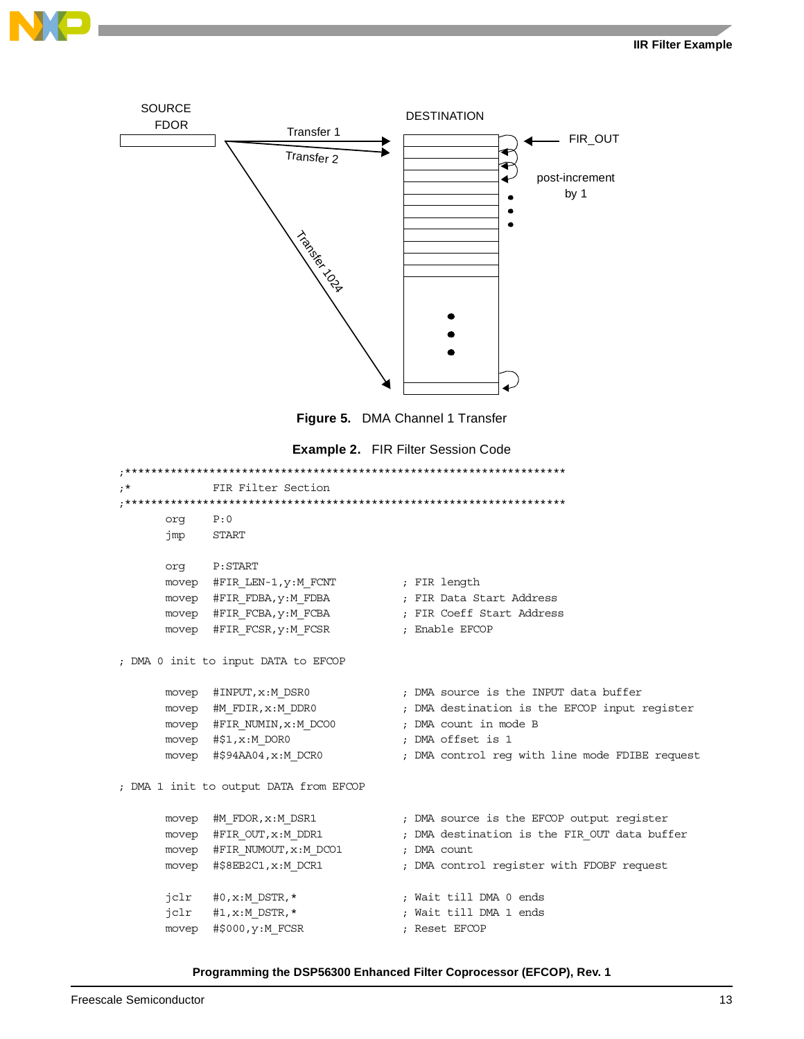**Figure 5. DMA Channel 1 Transfer**

**Example 2. FIR Filter Session Code**

```
;*******************************************************************
;*          FIR Filter Section
;*******************************************************************
        org     P:0
        jmp     START

        org     P:START
        movep   #FIR_LEN-1,y:M_FCNT         ; FIR length
        movep   #FIR_FDBA,y:M_FDBA          ; FIR Data Start Address
        movep   #FIR_FCBA,y:M_FCBA          ; FIR Coeff Start Address
        movep   #FIR_FCSR,y:M_FCSR          ; Enable EFCOP

; DMA 0 init to input DATA to EFCOP

        movep   #INPUT,x:M_DSR0             ; DMA source is the INPUT data buffer
        movep   #M_FDIR,x:M_DDR0            ; DMA destination is the EFCOP input register
        movep   #FIR_NUMIN,x:M_DCO0         ; DMA count in mode B
        movep   #$1,x:M_DOR0                ; DMA offset is 1
        movep   #$94AA04,x:M_DCR0           ; DMA control reg with line mode FDIBE request

; DMA 1 init to output DATA from EFCOP

        movep   #M_FDOR,x:M_DSR1            ; DMA source is the EFCOP output register
        movep   #FIR_OUT,x:M_DDR1           ; DMA destination is the FIR_OUT data buffer
        movep   #FIR_NUMOUT,x:M_DCO1        ; DMA count
        movep   #$8EB2C1,x:M_DCR1           ; DMA control register with FDOBF request

        jclr    #0,x:M_DSTR,*               ; Wait till DMA 0 ends
        jclr    #1,x:M_DSTR,*               ; Wait till DMA 1 ends
        movep   #$000,y:M_FCSR              ; Reset EFCOP
```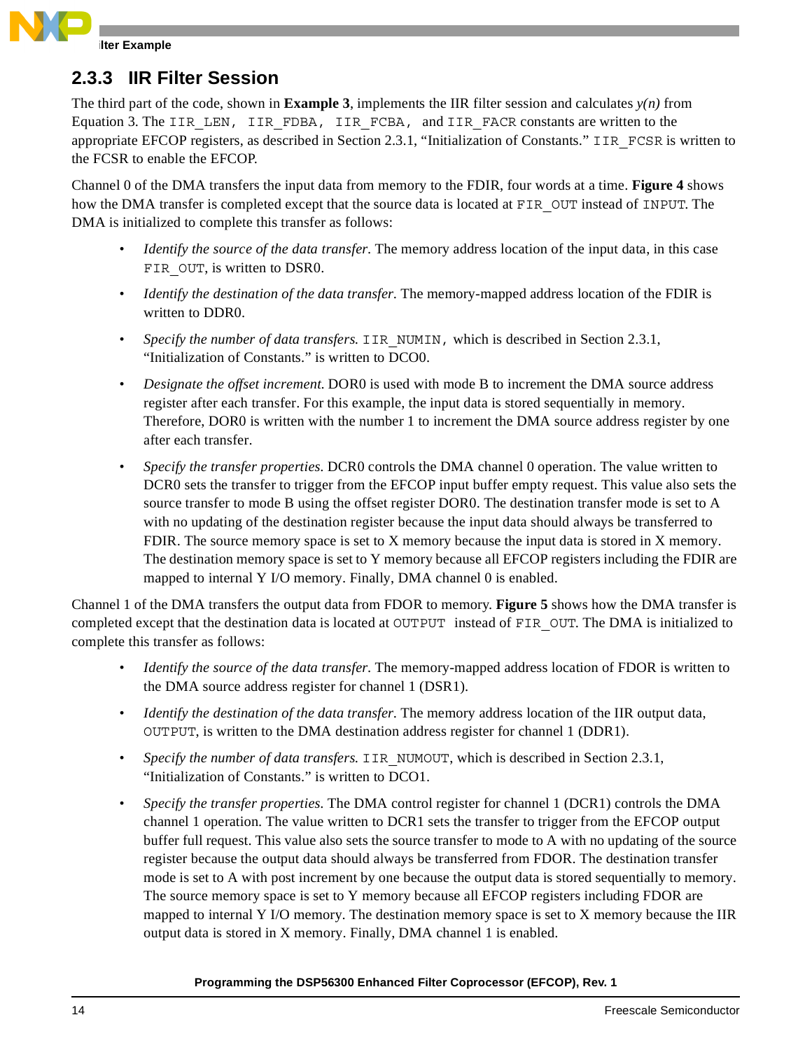### 2.3.3 IIR Filter Session

The third part of the code, shown in **Example 3**, implements the IIR filter session and calculates *y(n)* from Equation 3. The `IIR_LEN`, `IIR_FDBA`, `IIR_FCBA`, and `IIR_FACR` constants are written to the appropriate EFCOP registers, as described in Section 2.3.1, "Initialization of Constants." `IIR_FCSR` is written to the FCSR to enable the EFCOP.

Channel 0 of the DMA transfers the input data from memory to the FDIR, four words at a time. **Figure 4** shows how the DMA transfer is completed except that the source data is located at `FIR_OUT` instead of `INPUT`. The DMA is initialized to complete this transfer as follows:

- *Identify the source of the data transfer.* The memory address location of the input data, in this case `FIR_OUT`, is written to DSR0.
- *Identify the destination of the data transfer.* The memory-mapped address location of the FDIR is written to DDR0.
- *Specify the number of data transfers.* `IIR_NUMIN`, which is described in Section 2.3.1, "Initialization of Constants." is written to DCO0.
- *Designate the offset increment.* DOR0 is used with mode B to increment the DMA source address register after each transfer. For this example, the input data is stored sequentially in memory. Therefore, DOR0 is written with the number 1 to increment the DMA source address register by one after each transfer.
- *Specify the transfer properties.* DCR0 controls the DMA channel 0 operation. The value written to DCR0 sets the transfer to trigger from the EFCOP input buffer empty request. This value also sets the source transfer to mode B using the offset register DOR0. The destination transfer mode is set to A with no updating of the destination register because the input data should always be transferred to FDIR. The source memory space is set to X memory because the input data is stored in X memory. The destination memory space is set to Y memory because all EFCOP registers including the FDIR are mapped to internal Y I/O memory. Finally, DMA channel 0 is enabled.

Channel 1 of the DMA transfers the output data from FDOR to memory. **Figure 5** shows how the DMA transfer is completed except that the destination data is located at `OUTPUT` instead of `FIR_OUT`. The DMA is initialized to complete this transfer as follows:

- *Identify the source of the data transfer.* The memory-mapped address location of FDOR is written to the DMA source address register for channel 1 (DSR1).
- *Identify the destination of the data transfer.* The memory address location of the IIR output data, `OUTPUT`, is written to the DMA destination address register for channel 1 (DDR1).
- *Specify the number of data transfers.* `IIR_NUMOUT`, which is described in Section 2.3.1, "Initialization of Constants." is written to DCO1.
- *Specify the transfer properties.* The DMA control register for channel 1 (DCR1) controls the DMA channel 1 operation. The value written to DCR1 sets the transfer to trigger from the EFCOP output buffer full request. This value also sets the source transfer to mode to A with no updating of the source register because the output data should always be transferred from FDOR. The destination transfer mode is set to A with post increment by one because the output data is stored sequentially to memory. The source memory space is set to Y memory because all EFCOP registers including FDOR are mapped to internal Y I/O memory. The destination memory space is set to X memory because the IIR output data is stored in X memory. Finally, DMA channel 1 is enabled.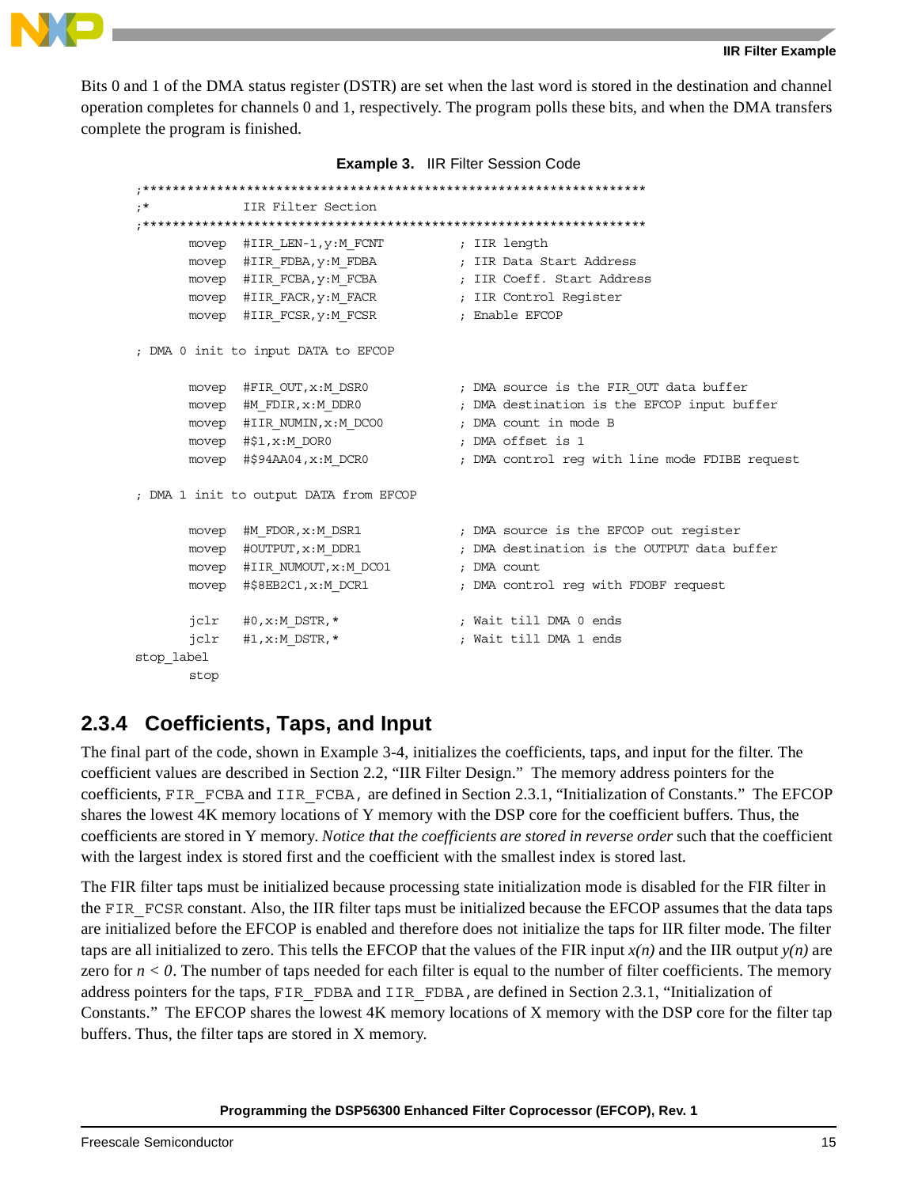Bits 0 and 1 of the DMA status register (DSTR) are set when the last word is stored in the destination and channel operation completes for channels 0 and 1, respectively. The program polls these bits, and when the DMA transfers complete the program is finished.

**Example 3.** IIR Filter Session Code

```
;*********************************************************************
;*          IIR Filter Section
;*********************************************************************
        movep   #IIR_LEN-1,y:M_FCNT         ; IIR length
        movep   #IIR_FDBA,y:M_FDBA          ; IIR Data Start Address
        movep   #IIR_FCBA,y:M_FCBA          ; IIR Coeff. Start Address
        movep   #IIR_FACR,y:M_FACR          ; IIR Control Register
        movep   #IIR_FCSR,y:M_FCSR          ; Enable EFCOP

; DMA 0 init to input DATA to EFCOP

        movep   #FIR_OUT,x:M_DSR0           ; DMA source is the FIR_OUT data buffer
        movep   #M_FDIR,x:M_DDR0            ; DMA destination is the EFCOP input buffer
        movep   #IIR_NUMIN,x:M_DCO0         ; DMA count in mode B
        movep   #$1,x:M_DOR0                ; DMA offset is 1
        movep   #$94AA04,x:M_DCR0           ; DMA control reg with line mode FDIBE request

; DMA 1 init to output DATA from EFCOP

        movep   #M_FDOR,x:M_DSR1            ; DMA source is the EFCOP out register
        movep   #OUTPUT,x:M_DDR1            ; DMA destination is the OUTPUT data buffer
        movep   #IIR_NUMOUT,x:M_DCO1        ; DMA count
        movep   #$8EB2C1,x:M_DCR1           ; DMA control reg with FDOBF request

        jclr    #0,x:M_DSTR,*               ; Wait till DMA 0 ends
        jclr    #1,x:M_DSTR,*               ; Wait till DMA 1 ends
stop_label
        stop
```

### 2.3.4 Coefficients, Taps, and Input

The final part of the code, shown in Example 3-4, initializes the coefficients, taps, and input for the filter. The coefficient values are described in Section 2.2, "IIR Filter Design." The memory address pointers for the coefficients, FIR_FCBA and IIR_FCBA, are defined in Section 2.3.1, "Initialization of Constants." The EFCOP shares the lowest 4K memory locations of Y memory with the DSP core for the coefficient buffers. Thus, the coefficients are stored in Y memory. *Notice that the coefficients are stored in reverse order* such that the coefficient with the largest index is stored first and the coefficient with the smallest index is stored last.

The FIR filter taps must be initialized because processing state initialization mode is disabled for the FIR filter in the FIR_FCSR constant. Also, the IIR filter taps must be initialized because the EFCOP assumes that the data taps are initialized before the EFCOP is enabled and therefore does not initialize the taps for IIR filter mode. The filter taps are all initialized to zero. This tells the EFCOP that the values of the FIR input $x(n)$ and the IIR output $y(n)$ are zero for $n < 0$. The number of taps needed for each filter is equal to the number of filter coefficients. The memory address pointers for the taps, FIR_FDBA and IIR_FDBA, are defined in Section 2.3.1, "Initialization of Constants." The EFCOP shares the lowest 4K memory locations of X memory with the DSP core for the filter tap buffers. Thus, the filter taps are stored in X memory.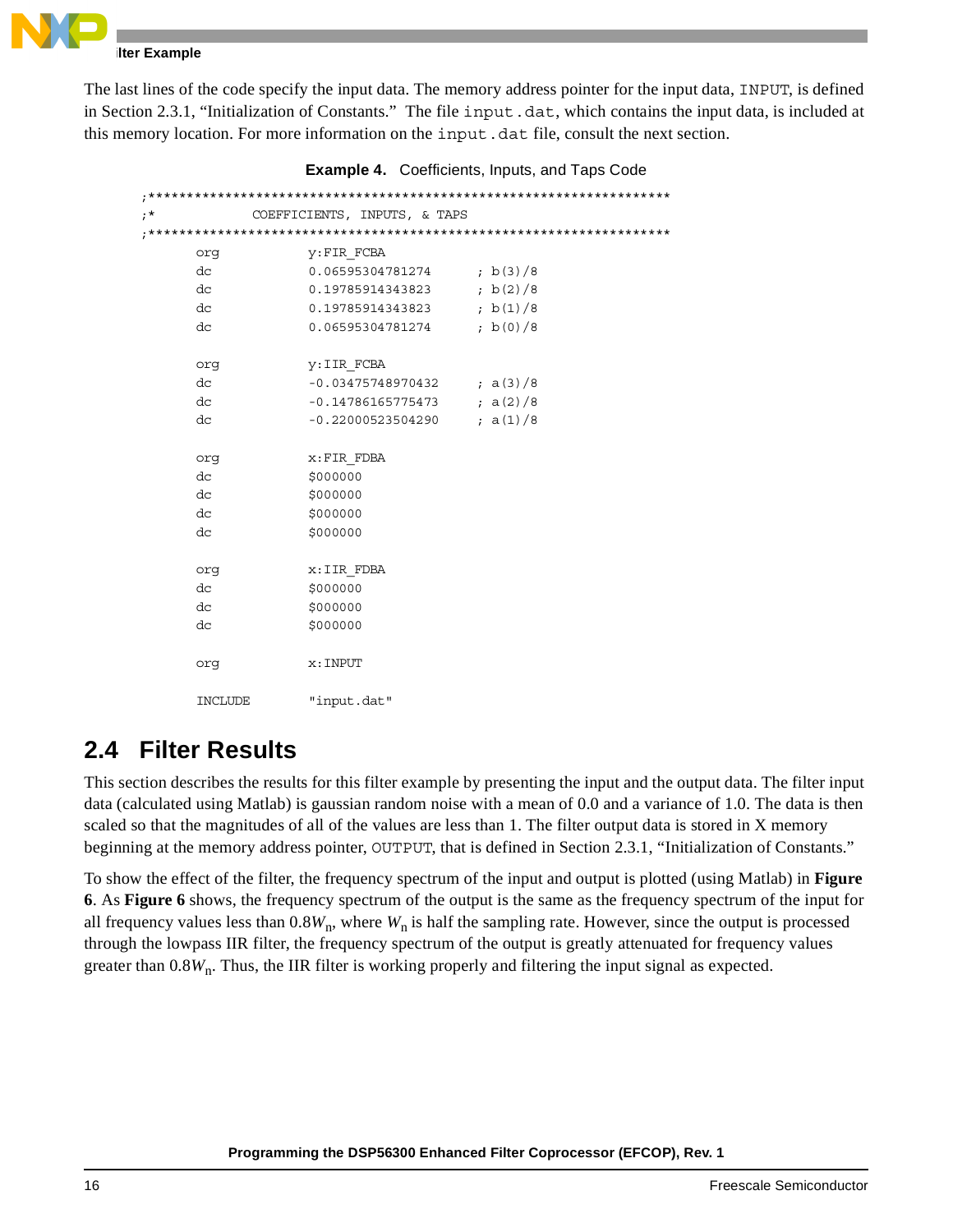The last lines of the code specify the input data. The memory address pointer for the input data, INPUT, is defined in Section 2.3.1, "Initialization of Constants." The file input.dat, which contains the input data, is included at this memory location. For more information on the input.dat file, consult the next section.

**Example 4.** Coefficients, Inputs, and Taps Code

```
;*******************************************************************
;*           COEFFICIENTS, INPUTS, & TAPS
;*******************************************************************
       org          y:FIR_FCBA
       dc           0.06595304781274      ; b(3)/8
       dc           0.19785914343823      ; b(2)/8
       dc           0.19785914343823      ; b(1)/8
       dc           0.06595304781274      ; b(0)/8

       org          y:IIR_FCBA
       dc           -0.03475748970432     ; a(3)/8
       dc           -0.14786165775473     ; a(2)/8
       dc           -0.22000523504290     ; a(1)/8

       org          x:FIR_FDBA
       dc           $000000
       dc           $000000
       dc           $000000
       dc           $000000

       org          x:IIR_FDBA
       dc           $000000
       dc           $000000
       dc           $000000

       org          x:INPUT

       INCLUDE      "input.dat"
```

## 2.4 Filter Results

This section describes the results for this filter example by presenting the input and the output data. The filter input data (calculated using Matlab) is gaussian random noise with a mean of 0.0 and a variance of 1.0. The data is then scaled so that the magnitudes of all of the values are less than 1. The filter output data is stored in X memory beginning at the memory address pointer, OUTPUT, that is defined in Section 2.3.1, "Initialization of Constants."

To show the effect of the filter, the frequency spectrum of the input and output is plotted (using Matlab) in **Figure 6**. As **Figure 6** shows, the frequency spectrum of the output is the same as the frequency spectrum of the input for all frequency values less than $0.8W_n$, where $W_n$ is half the sampling rate. However, since the output is processed through the lowpass IIR filter, the frequency spectrum of the output is greatly attenuated for frequency values greater than $0.8W_n$. Thus, the IIR filter is working properly and filtering the input signal as expected.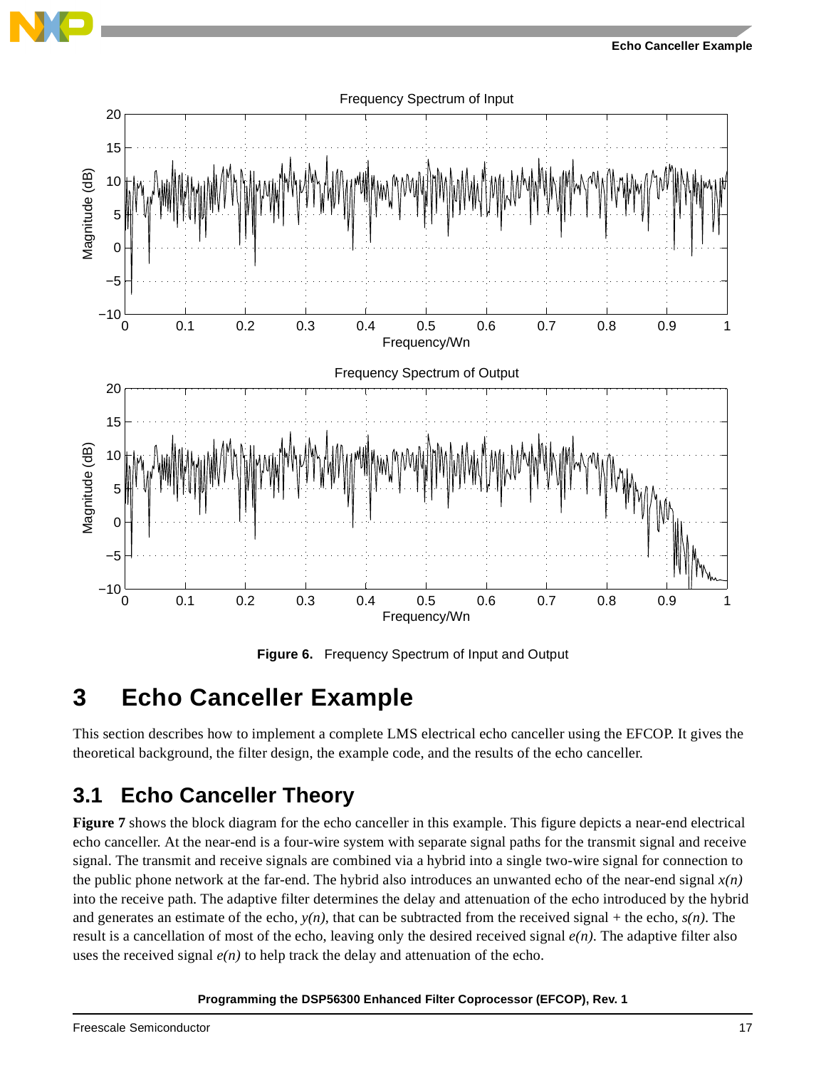**Figure 6. Frequency Spectrum of Input and Output**

# 3 Echo Canceller Example

This section describes how to implement a complete LMS electrical echo canceller using the EFCOP. It gives the theoretical background, the filter design, the example code, and the results of the echo canceller.

## 3.1 Echo Canceller Theory

**Figure 7** shows the block diagram for the echo canceller in this example. This figure depicts a near-end electrical echo canceller. At the near-end is a four-wire system with separate signal paths for the transmit signal and receive signal. The transmit and receive signals are combined via a hybrid into a single two-wire signal for connection to the public phone network at the far-end. The hybrid also introduces an unwanted echo of the near-end signal $x(n)$ into the receive path. The adaptive filter determines the delay and attenuation of the echo introduced by the hybrid and generates an estimate of the echo, $y(n)$, that can be subtracted from the received signal + the echo, $s(n)$. The result is a cancellation of most of the echo, leaving only the desired received signal $e(n)$. The adaptive filter also uses the received signal $e(n)$ to help track the delay and attenuation of the echo.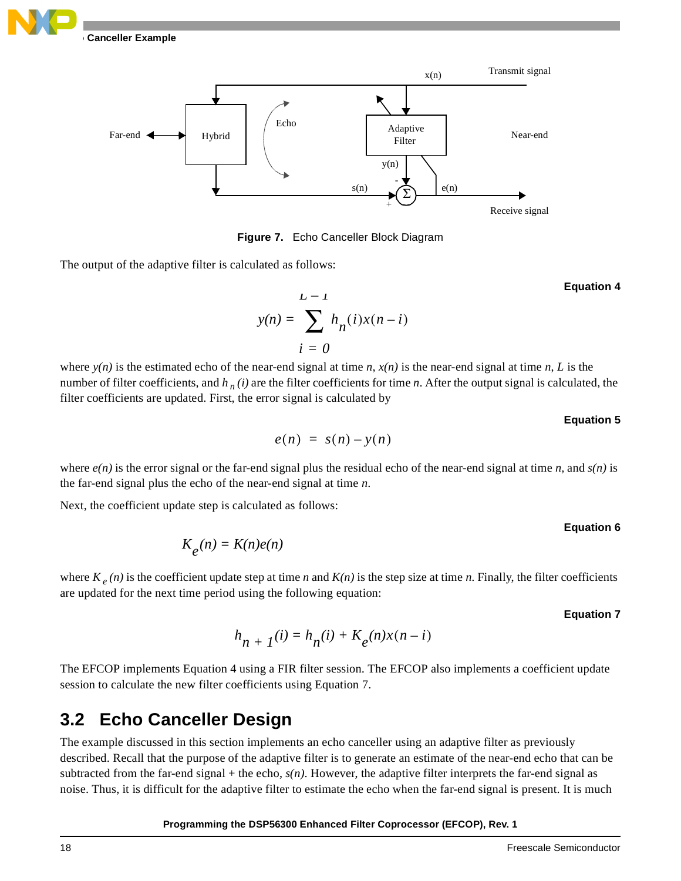Figure 7. Echo Canceller Block Diagram

The output of the adaptive filter is calculated as follows:

**Equation 4**

$$y(n) = \sum_{i=0}^{L-1} h_n(i)x(n-i)$$

where $y(n)$ is the estimated echo of the near-end signal at time $n$, $x(n)$ is the near-end signal at time $n$, $L$ is the number of filter coefficients, and $h_n(i)$ are the filter coefficients for time $n$. After the output signal is calculated, the filter coefficients are updated. First, the error signal is calculated by

**Equation 5**

$$e(n) = s(n) - y(n)$$

where $e(n)$ is the error signal or the far-end signal plus the residual echo of the near-end signal at time $n$, and $s(n)$ is the far-end signal plus the echo of the near-end signal at time $n$.

Next, the coefficient update step is calculated as follows:

**Equation 6**

$$K_e(n) = K(n)e(n)$$

where $K_e(n)$ is the coefficient update step at time $n$ and $K(n)$ is the step size at time $n$. Finally, the filter coefficients are updated for the next time period using the following equation:

**Equation 7**

$$h_{n+1}(i) = h_n(i) + K_e(n)x(n-i)$$

The EFCOP implements Equation 4 using a FIR filter session. The EFCOP also implements a coefficient update session to calculate the new filter coefficients using Equation 7.

## 3.2 Echo Canceller Design

The example discussed in this section implements an echo canceller using an adaptive filter as previously described. Recall that the purpose of the adaptive filter is to generate an estimate of the near-end echo that can be subtracted from the far-end signal + the echo, $s(n)$. However, the adaptive filter interprets the far-end signal as noise. Thus, it is difficult for the adaptive filter to estimate the echo when the far-end signal is present. It is much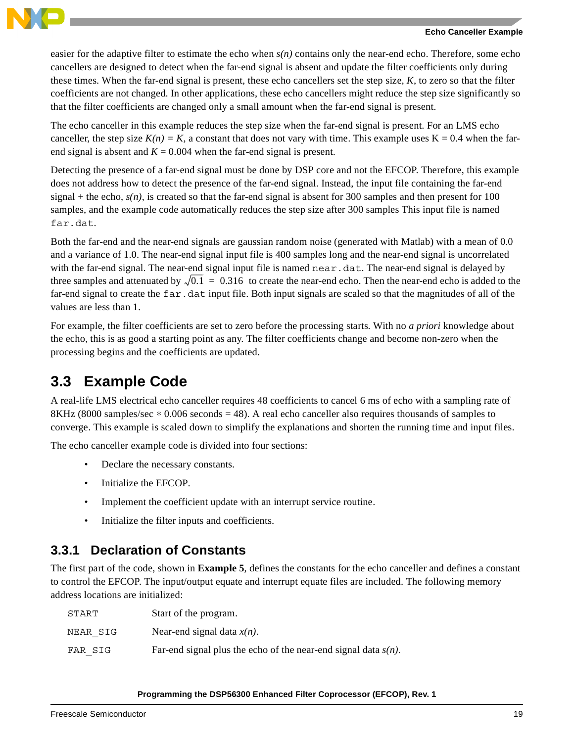easier for the adaptive filter to estimate the echo when $s(n)$ contains only the near-end echo. Therefore, some echo cancellers are designed to detect when the far-end signal is absent and update the filter coefficients only during these times. When the far-end signal is present, these echo cancellers set the step size, $K$, to zero so that the filter coefficients are not changed. In other applications, these echo cancellers might reduce the step size significantly so that the filter coefficients are changed only a small amount when the far-end signal is present.

The echo canceller in this example reduces the step size when the far-end signal is present. For an LMS echo canceller, the step size $K(n) = K$, a constant that does not vary with time. This example uses $K = 0.4$ when the far-end signal is absent and $K = 0.004$ when the far-end signal is present.

Detecting the presence of a far-end signal must be done by DSP core and not the EFCOP. Therefore, this example does not address how to detect the presence of the far-end signal. Instead, the input file containing the far-end signal + the echo, $s(n)$, is created so that the far-end signal is absent for 300 samples and then present for 100 samples, and the example code automatically reduces the step size after 300 samples This input file is named `far.dat`.

Both the far-end and the near-end signals are gaussian random noise (generated with Matlab) with a mean of 0.0 and a variance of 1.0. The near-end signal input file is 400 samples long and the near-end signal is uncorrelated with the far-end signal. The near-end signal input file is named `near.dat`. The near-end signal is delayed by three samples and attenuated by $\sqrt{0.1} = 0.316$ to create the near-end echo. Then the near-end echo is added to the far-end signal to create the `far.dat` input file. Both input signals are scaled so that the magnitudes of all of the values are less than 1.

For example, the filter coefficients are set to zero before the processing starts. With no *a priori* knowledge about the echo, this is as good a starting point as any. The filter coefficients change and become non-zero when the processing begins and the coefficients are updated.

## 3.3 Example Code

A real-life LMS electrical echo canceller requires 48 coefficients to cancel 6 ms of echo with a sampling rate of 8KHz (8000 samples/sec $*$ 0.006 seconds = 48). A real echo canceller also requires thousands of samples to converge. This example is scaled down to simplify the explanations and shorten the running time and input files.

The echo canceller example code is divided into four sections:

- Declare the necessary constants.
- Initialize the EFCOP.
- Implement the coefficient update with an interrupt service routine.
- Initialize the filter inputs and coefficients.

### 3.3.1 Declaration of Constants

The first part of the code, shown in **Example 5**, defines the constants for the echo canceller and defines a constant to control the EFCOP. The input/output equate and interrupt equate files are included. The following memory address locations are initialized:

| | |
|---|---|
| `START` | Start of the program. |
| `NEAR_SIG` | Near-end signal data $x(n)$. |
| `FAR_SIG` | Far-end signal plus the echo of the near-end signal data $s(n)$. |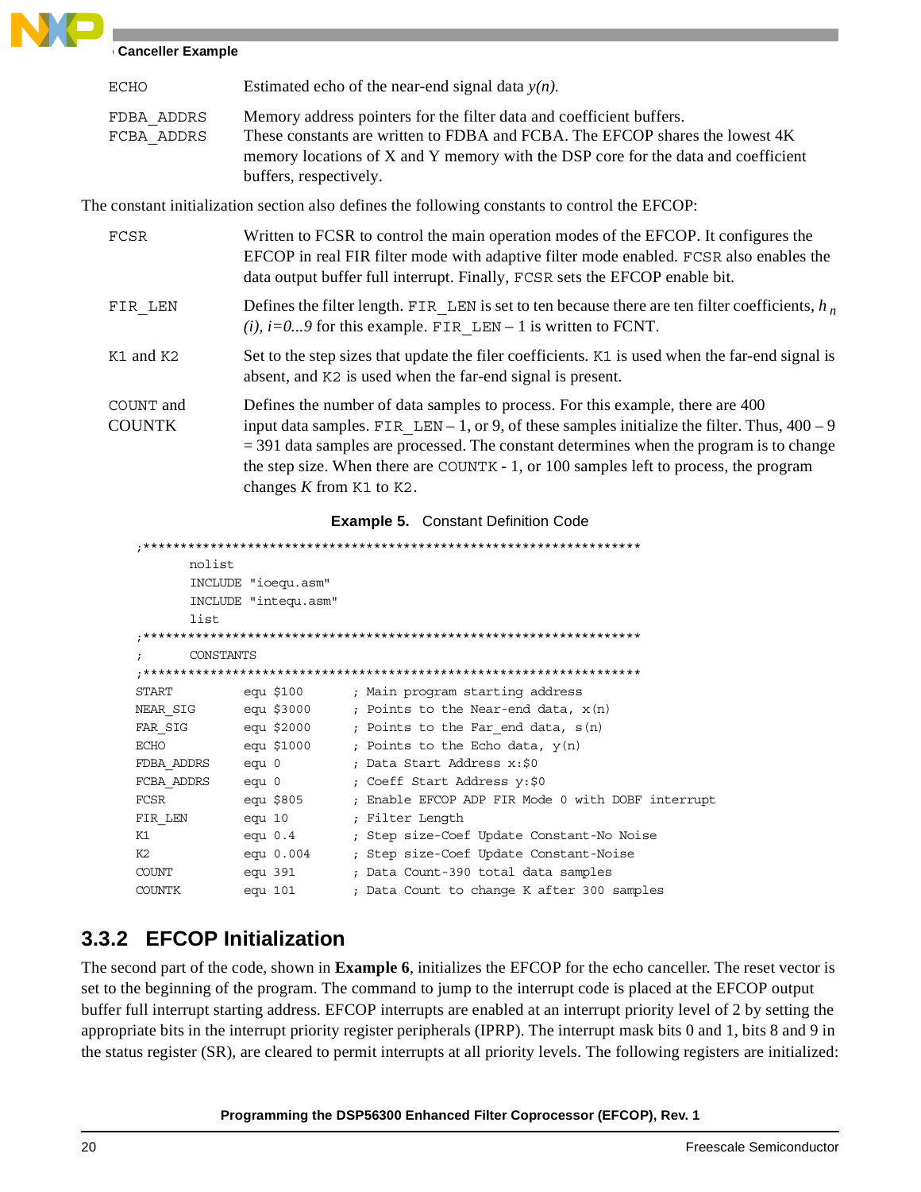| | |
|---|---|
| ECHO | Estimated echo of the near-end signal data *y(n).* |
| FDBA_ADDRS<br>FCBA_ADDRS | Memory address pointers for the filter data and coefficient buffers. These constants are written to FDBA and FCBA. The EFCOP shares the lowest 4K memory locations of X and Y memory with the DSP core for the data and coefficient buffers, respectively. |

The constant initialization section also defines the following constants to control the EFCOP:

| | |
|---|---|
| FCSR | Written to FCSR to control the main operation modes of the EFCOP. It configures the EFCOP in real FIR filter mode with adaptive filter mode enabled. FCSR also enables the data output buffer full interrupt. Finally, FCSR sets the EFCOP enable bit. |
| FIR_LEN | Defines the filter length. FIR_LEN is set to ten because there are ten filter coefficients, $h_n(i)$, $i=0...9$ for this example. FIR_LEN – 1 is written to FCNT. |
| K1 and K2 | Set to the step sizes that update the filer coefficients. K1 is used when the far-end signal is absent, and K2 is used when the far-end signal is present. |
| COUNT and COUNTK | Defines the number of data samples to process. For this example, there are 400 input data samples. FIR_LEN – 1, or 9, of these samples initialize the filter. Thus, 400 – 9 = 391 data samples are processed. The constant determines when the program is to change the step size. When there are COUNTK - 1, or 100 samples left to process, the program changes *K* from K1 to K2. |

**Example 5.** Constant Definition Code

```
;**********************************************************************
        nolist
        INCLUDE "ioequ.asm"
        INCLUDE "intequ.asm"
        list
;**********************************************************************
;       CONSTANTS
;**********************************************************************
START           equ $100        ; Main program starting address
NEAR_SIG        equ $3000       ; Points to the Near-end data, x(n)
FAR_SIG         equ $2000       ; Points to the Far_end data, s(n)
ECHO            equ $1000       ; Points to the Echo data, y(n)
FDBA_ADDRS      equ 0           ; Data Start Address x:$0
FCBA_ADDRS      equ 0           ; Coeff Start Address y:$0
FCSR            equ $805        ; Enable EFCOP ADP FIR Mode 0 with DOBF interrupt
FIR_LEN         equ 10          ; Filter Length
K1              equ 0.4         ; Step size-Coef Update Constant-No Noise
K2              equ 0.004       ; Step size-Coef Update Constant-Noise
COUNT           equ 391         ; Data Count-390 total data samples
COUNTK          equ 101         ; Data Count to change K after 300 samples
```

### 3.3.2 EFCOP Initialization

The second part of the code, shown in **Example 6**, initializes the EFCOP for the echo canceller. The reset vector is set to the beginning of the program. The command to jump to the interrupt code is placed at the EFCOP output buffer full interrupt starting address. EFCOP interrupts are enabled at an interrupt priority level of 2 by setting the appropriate bits in the interrupt priority register peripherals (IPRP). The interrupt mask bits 0 and 1, bits 8 and 9 in the status register (SR), are cleared to permit interrupts at all priority levels. The following registers are initialized: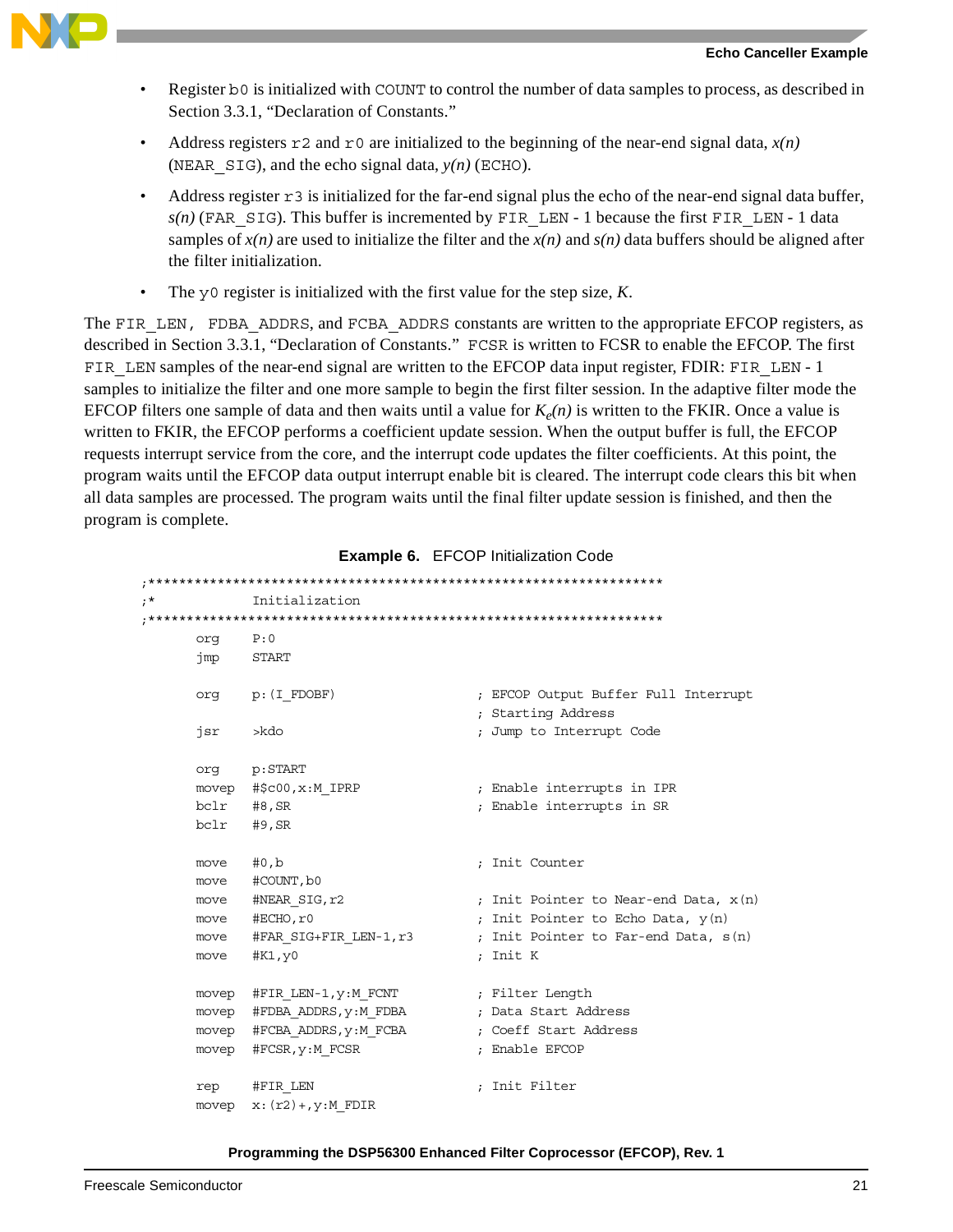- Register b0 is initialized with COUNT to control the number of data samples to process, as described in Section 3.3.1, "Declaration of Constants."
- Address registers r2 and r0 are initialized to the beginning of the near-end signal data, $x(n)$ (NEAR_SIG), and the echo signal data, $y(n)$ (ECHO).
- Address register r3 is initialized for the far-end signal plus the echo of the near-end signal data buffer, $s(n)$ (FAR_SIG). This buffer is incremented by FIR_LEN - 1 because the first FIR_LEN - 1 data samples of $x(n)$ are used to initialize the filter and the $x(n)$ and $s(n)$ data buffers should be aligned after the filter initialization.
- The y0 register is initialized with the first value for the step size, $K$.

The FIR_LEN, FDBA_ADDRS, and FCBA_ADDRS constants are written to the appropriate EFCOP registers, as described in Section 3.3.1, "Declaration of Constants." FCSR is written to FCSR to enable the EFCOP. The first FIR_LEN samples of the near-end signal are written to the EFCOP data input register, FDIR: FIR_LEN - 1 samples to initialize the filter and one more sample to begin the first filter session. In the adaptive filter mode the EFCOP filters one sample of data and then waits until a value for $K_e(n)$ is written to the FKIR. Once a value is written to FKIR, the EFCOP performs a coefficient update session. When the output buffer is full, the EFCOP requests interrupt service from the core, and the interrupt code updates the filter coefficients. At this point, the program waits until the EFCOP data output interrupt enable bit is cleared. The interrupt code clears this bit when all data samples are processed. The program waits until the final filter update session is finished, and then the program is complete.

**Example 6.** EFCOP Initialization Code

```
;*******************************************************************
;*          Initialization
;*******************************************************************
        org     P:0
        jmp     START

        org     p:(I_FDOBF)                 ; EFCOP Output Buffer Full Interrupt
                                            ; Starting Address
        jsr     >kdo                        ; Jump to Interrupt Code

        org     p:START
        movep   #$c00,x:M_IPRP              ; Enable interrupts in IPR
        bclr    #8,SR                       ; Enable interrupts in SR
        bclr    #9,SR

        move    #0,b                        ; Init Counter
        move    #COUNT,b0
        move    #NEAR_SIG,r2                ; Init Pointer to Near-end Data, x(n)
        move    #ECHO,r0                    ; Init Pointer to Echo Data, y(n)
        move    #FAR_SIG+FIR_LEN-1,r3       ; Init Pointer to Far-end Data, s(n)
        move    #K1,y0                      ; Init K

        movep   #FIR_LEN-1,y:M_FCNT         ; Filter Length
        movep   #FDBA_ADDRS,y:M_FDBA        ; Data Start Address
        movep   #FCBA_ADDRS,y:M_FCBA        ; Coeff Start Address
        movep   #FCSR,y:M_FCSR              ; Enable EFCOP

        rep     #FIR_LEN                    ; Init Filter
        movep   x:(r2)+,y:M_FDIR
```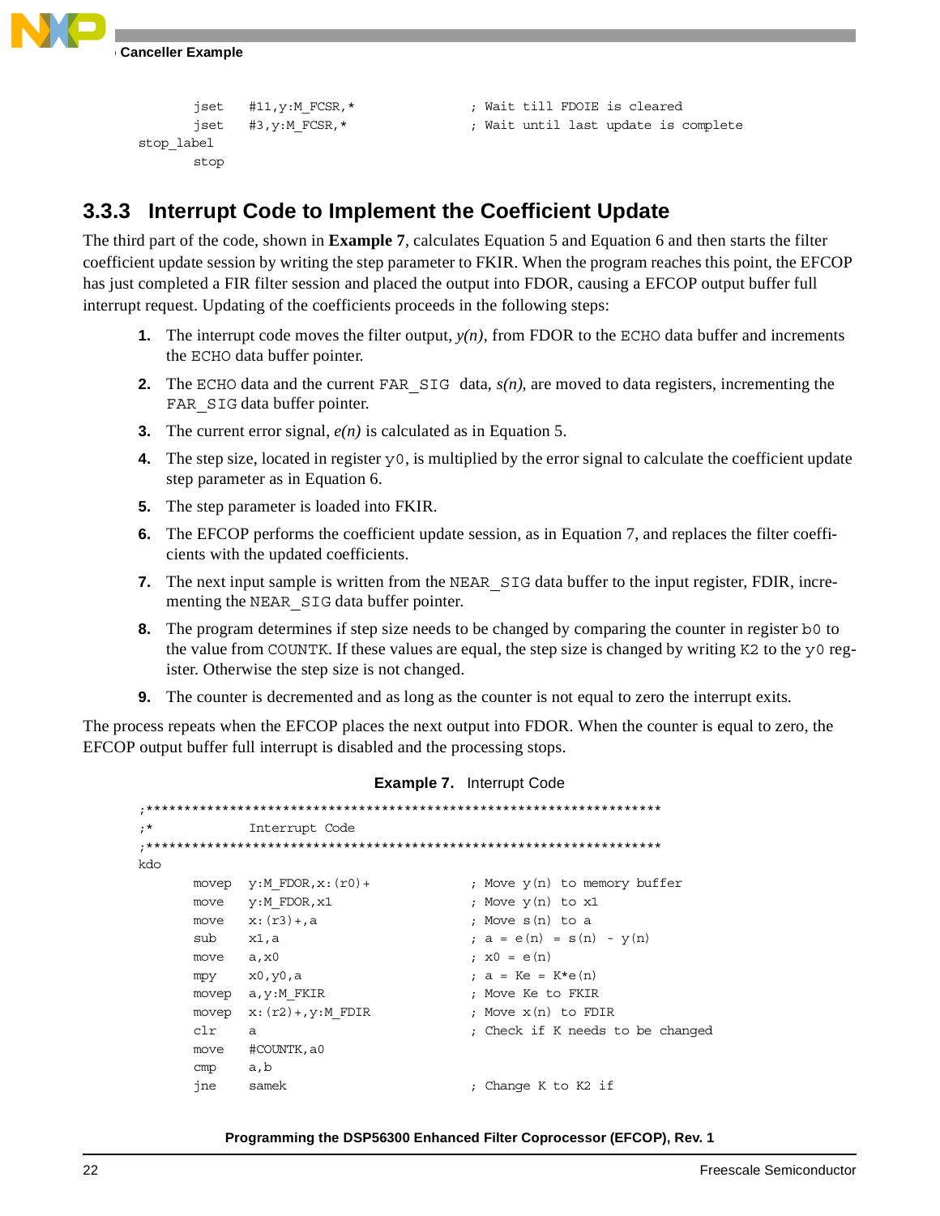```
        jset    #11,y:M_FCSR,*                  ; Wait till FDOIE is cleared
        jset    #3,y:M_FCSR,*                   ; Wait until last update is complete
stop_label
        stop
```

### 3.3.3 Interrupt Code to Implement the Coefficient Update

The third part of the code, shown in **Example 7**, calculates Equation 5 and Equation 6 and then starts the filter coefficient update session by writing the step parameter to FKIR. When the program reaches this point, the EFCOP has just completed a FIR filter session and placed the output into FDOR, causing a EFCOP output buffer full interrupt request. Updating of the coefficients proceeds in the following steps:

1. The interrupt code moves the filter output, *y(n)*, from FDOR to the ECHO data buffer and increments the ECHO data buffer pointer.
2. The ECHO data and the current FAR_SIG data, *s(n)*, are moved to data registers, incrementing the FAR_SIG data buffer pointer.
3. The current error signal, *e(n)* is calculated as in Equation 5.
4. The step size, located in register y0, is multiplied by the error signal to calculate the coefficient update step parameter as in Equation 6.
5. The step parameter is loaded into FKIR.
6. The EFCOP performs the coefficient update session, as in Equation 7, and replaces the filter coefficients with the updated coefficients.
7. The next input sample is written from the NEAR_SIG data buffer to the input register, FDIR, incrementing the NEAR_SIG data buffer pointer.
8. The program determines if step size needs to be changed by comparing the counter in register b0 to the value from COUNTK. If these values are equal, the step size is changed by writing K2 to the y0 register. Otherwise the step size is not changed.
9. The counter is decremented and as long as the counter is not equal to zero the interrupt exits.

The process repeats when the EFCOP places the next output into FDOR. When the counter is equal to zero, the EFCOP output buffer full interrupt is disabled and the processing stops.

**Example 7.** Interrupt Code

```
;*********************************************************************
;*            Interrupt Code
;*********************************************************************
kdo
        movep   y:M_FDOR,x:(r0)+                ; Move y(n) to memory buffer
        move    y:M_FDOR,x1                     ; Move y(n) to x1
        move    x:(r3)+,a                       ; Move s(n) to a
        sub     x1,a                            ; a = e(n) = s(n) - y(n)
        move    a,x0                            ; x0 = e(n)
        mpy     x0,y0,a                         ; a = Ke = K*e(n)
        movep   a,y:M_FKIR                      ; Move Ke to FKIR
        movep   x:(r2)+,y:M_FDIR                ; Move x(n) to FDIR
        clr     a                               ; Check if K needs to be changed
        move    #COUNTK,a0
        cmp     a,b
        jne     samek                           ; Change K to K2 if
```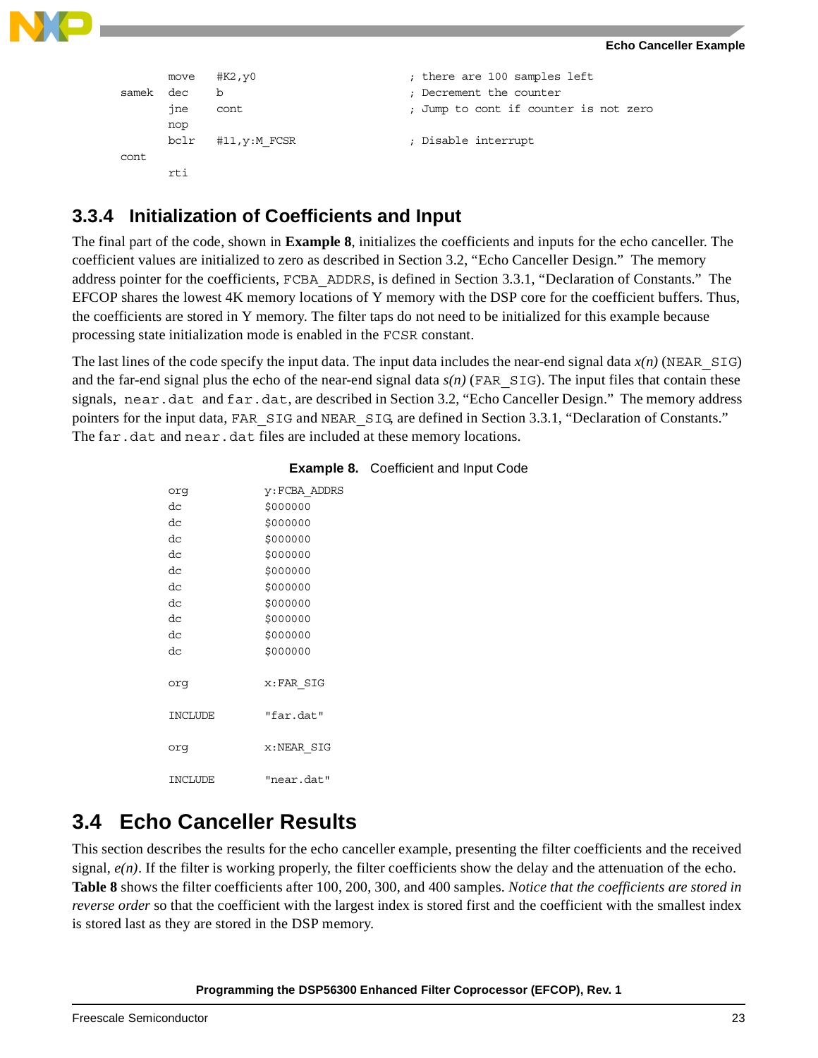```
        move    #K2,y0                  ; there are 100 samples left
samek   dec     b                       ; Decrement the counter
        jne     cont                    ; Jump to cont if counter is not zero
        nop
        bclr    #11,y:M_FCSR            ; Disable interrupt
cont
        rti
```

### 3.3.4 Initialization of Coefficients and Input

The final part of the code, shown in **Example 8**, initializes the coefficients and inputs for the echo canceller. The coefficient values are initialized to zero as described in Section 3.2, "Echo Canceller Design." The memory address pointer for the coefficients, FCBA_ADDRS, is defined in Section 3.3.1, "Declaration of Constants." The EFCOP shares the lowest 4K memory locations of Y memory with the DSP core for the coefficient buffers. Thus, the coefficients are stored in Y memory. The filter taps do not need to be initialized for this example because processing state initialization mode is enabled in the FCSR constant.

The last lines of the code specify the input data. The input data includes the near-end signal data $x(n)$ (NEAR_SIG) and the far-end signal plus the echo of the near-end signal data $s(n)$ (FAR_SIG). The input files that contain these signals, near.dat and far.dat, are described in Section 3.2, "Echo Canceller Design." The memory address pointers for the input data, FAR_SIG and NEAR_SIG, are defined in Section 3.3.1, "Declaration of Constants." The far.dat and near.dat files are included at these memory locations.

**Example 8.** Coefficient and Input Code

```
org         y:FCBA_ADDRS
dc          $000000
dc          $000000
dc          $000000
dc          $000000
dc          $000000
dc          $000000
dc          $000000
dc          $000000
dc          $000000
dc          $000000

org         x:FAR_SIG

INCLUDE     "far.dat"

org         x:NEAR_SIG

INCLUDE     "near.dat"
```

## 3.4 Echo Canceller Results

This section describes the results for the echo canceller example, presenting the filter coefficients and the received signal, $e(n)$. If the filter is working properly, the filter coefficients show the delay and the attenuation of the echo. **Table 8** shows the filter coefficients after 100, 200, 300, and 400 samples. *Notice that the coefficients are stored in reverse order* so that the coefficient with the largest index is stored first and the coefficient with the smallest index is stored last as they are stored in the DSP memory.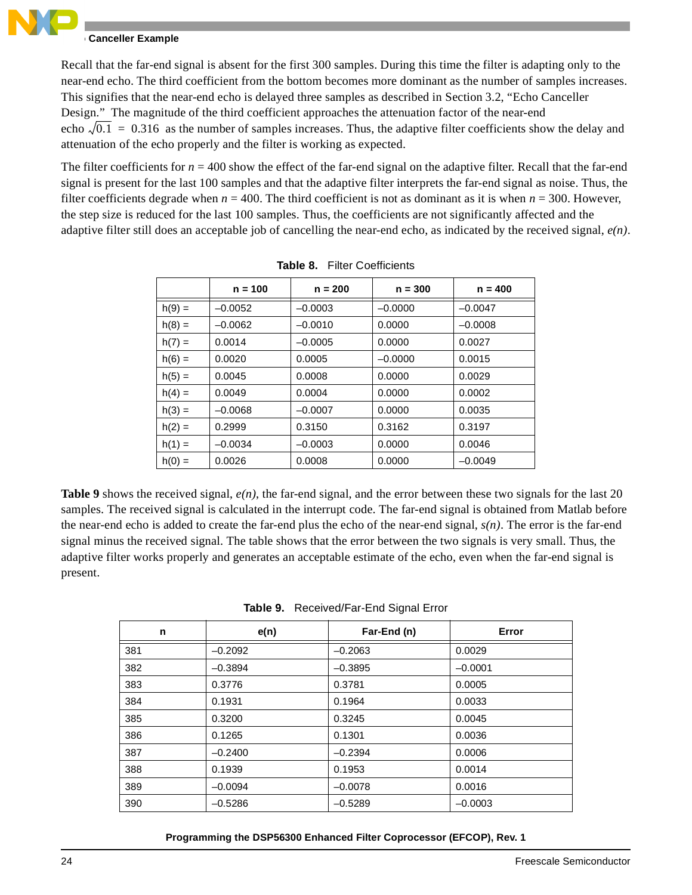Recall that the far-end signal is absent for the first 300 samples. During this time the filter is adapting only to the near-end echo. The third coefficient from the bottom becomes more dominant as the number of samples increases. This signifies that the near-end echo is delayed three samples as described in Section 3.2, “Echo Canceller Design.” The magnitude of the third coefficient approaches the attenuation factor of the near-end echo $\sqrt{0.1} = 0.316$ as the number of samples increases. Thus, the adaptive filter coefficients show the delay and attenuation of the echo properly and the filter is working as expected.

The filter coefficients for $n = 400$ show the effect of the far-end signal on the adaptive filter. Recall that the far-end signal is present for the last 100 samples and that the adaptive filter interprets the far-end signal as noise. Thus, the filter coefficients degrade when $n = 400$. The third coefficient is not as dominant as it is when $n = 300$. However, the step size is reduced for the last 100 samples. Thus, the coefficients are not significantly affected and the adaptive filter still does an acceptable job of cancelling the near-end echo, as indicated by the received signal, *e(n)*.

**Table 8.** Filter Coefficients

| | n = 100 | n = 200 | n = 300 | n = 400 |
|---|---|---|---|---|
| h(9) = | –0.0052 | –0.0003 | –0.0000 | –0.0047 |
| h(8) = | –0.0062 | –0.0010 | 0.0000 | –0.0008 |
| h(7) = | 0.0014 | –0.0005 | 0.0000 | 0.0027 |
| h(6) = | 0.0020 | 0.0005 | –0.0000 | 0.0015 |
| h(5) = | 0.0045 | 0.0008 | 0.0000 | 0.0029 |
| h(4) = | 0.0049 | 0.0004 | 0.0000 | 0.0002 |
| h(3) = | –0.0068 | –0.0007 | 0.0000 | 0.0035 |
| h(2) = | 0.2999 | 0.3150 | 0.3162 | 0.3197 |
| h(1) = | –0.0034 | –0.0003 | 0.0000 | 0.0046 |
| h(0) = | 0.0026 | 0.0008 | 0.0000 | –0.0049 |

**Table 9** shows the received signal, *e(n)*, the far-end signal, and the error between these two signals for the last 20 samples. The received signal is calculated in the interrupt code. The far-end signal is obtained from Matlab before the near-end echo is added to create the far-end plus the echo of the near-end signal, *s(n)*. The error is the far-end signal minus the received signal. The table shows that the error between the two signals is very small. Thus, the adaptive filter works properly and generates an acceptable estimate of the echo, even when the far-end signal is present.

**Table 9.** Received/Far-End Signal Error

| n | e(n) | Far-End (n) | Error |
|---|---|---|---|
| 381 | –0.2092 | –0.2063 | 0.0029 |
| 382 | –0.3894 | –0.3895 | –0.0001 |
| 383 | 0.3776 | 0.3781 | 0.0005 |
| 384 | 0.1931 | 0.1964 | 0.0033 |
| 385 | 0.3200 | 0.3245 | 0.0045 |
| 386 | 0.1265 | 0.1301 | 0.0036 |
| 387 | –0.2400 | –0.2394 | 0.0006 |
| 388 | 0.1939 | 0.1953 | 0.0014 |
| 389 | –0.0094 | –0.0078 | 0.0016 |
| 390 | –0.5286 | –0.5289 | –0.0003 |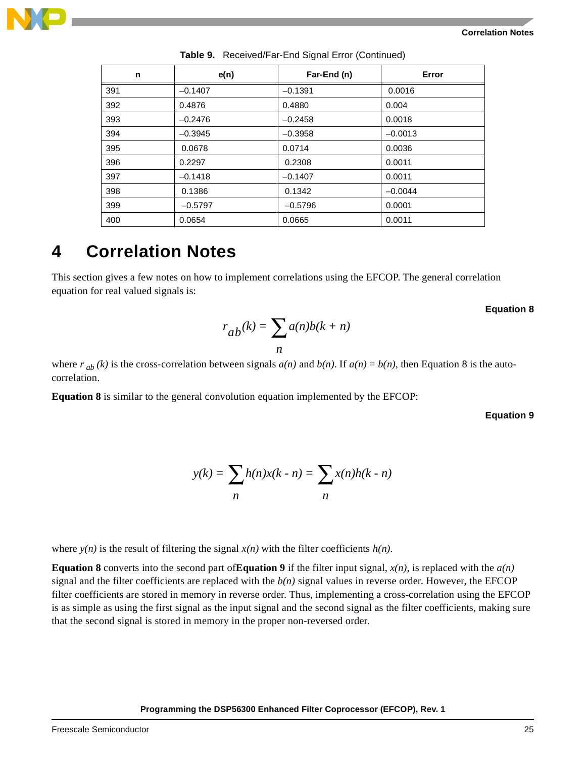**Table 9. Received/Far-End Signal Error (Continued)**

| n | e(n) | Far-End (n) | Error |
|---|---|---|---|
| 391 | –0.1407 | –0.1391 | 0.0016 |
| 392 | 0.4876 | 0.4880 | 0.004 |
| 393 | –0.2476 | –0.2458 | 0.0018 |
| 394 | –0.3945 | –0.3958 | –0.0013 |
| 395 | 0.0678 | 0.0714 | 0.0036 |
| 396 | 0.2297 | 0.2308 | 0.0011 |
| 397 | –0.1418 | –0.1407 | 0.0011 |
| 398 | 0.1386 | 0.1342 | –0.0044 |
| 399 | –0.5797 | –0.5796 | 0.0001 |
| 400 | 0.0654 | 0.0665 | 0.0011 |

# 4 Correlation Notes

This section gives a few notes on how to implement correlations using the EFCOP. The general correlation equation for real valued signals is:

**Equation 8**

$$r_{ab}(k) = \sum_{n} a(n)b(k + n)$$

where $r_{ab}(k)$ is the cross-correlation between signals $a(n)$ and $b(n)$. If $a(n) = b(n)$, then Equation 8 is the auto-correlation.

**Equation 8** is similar to the general convolution equation implemented by the EFCOP:

**Equation 9**

$$y(k) = \sum_{n} h(n)x(k - n) = \sum_{n} x(n)h(k - n)$$

where $y(n)$ is the result of filtering the signal $x(n)$ with the filter coefficients $h(n)$.

**Equation 8** converts into the second part of**Equation 9** if the filter input signal, $x(n)$, is replaced with the $a(n)$ signal and the filter coefficients are replaced with the $b(n)$ signal values in reverse order. However, the EFCOP filter coefficients are stored in memory in reverse order. Thus, implementing a cross-correlation using the EFCOP is as simple as using the first signal as the input signal and the second signal as the filter coefficients, making sure that the second signal is stored in memory in the proper non-reversed order.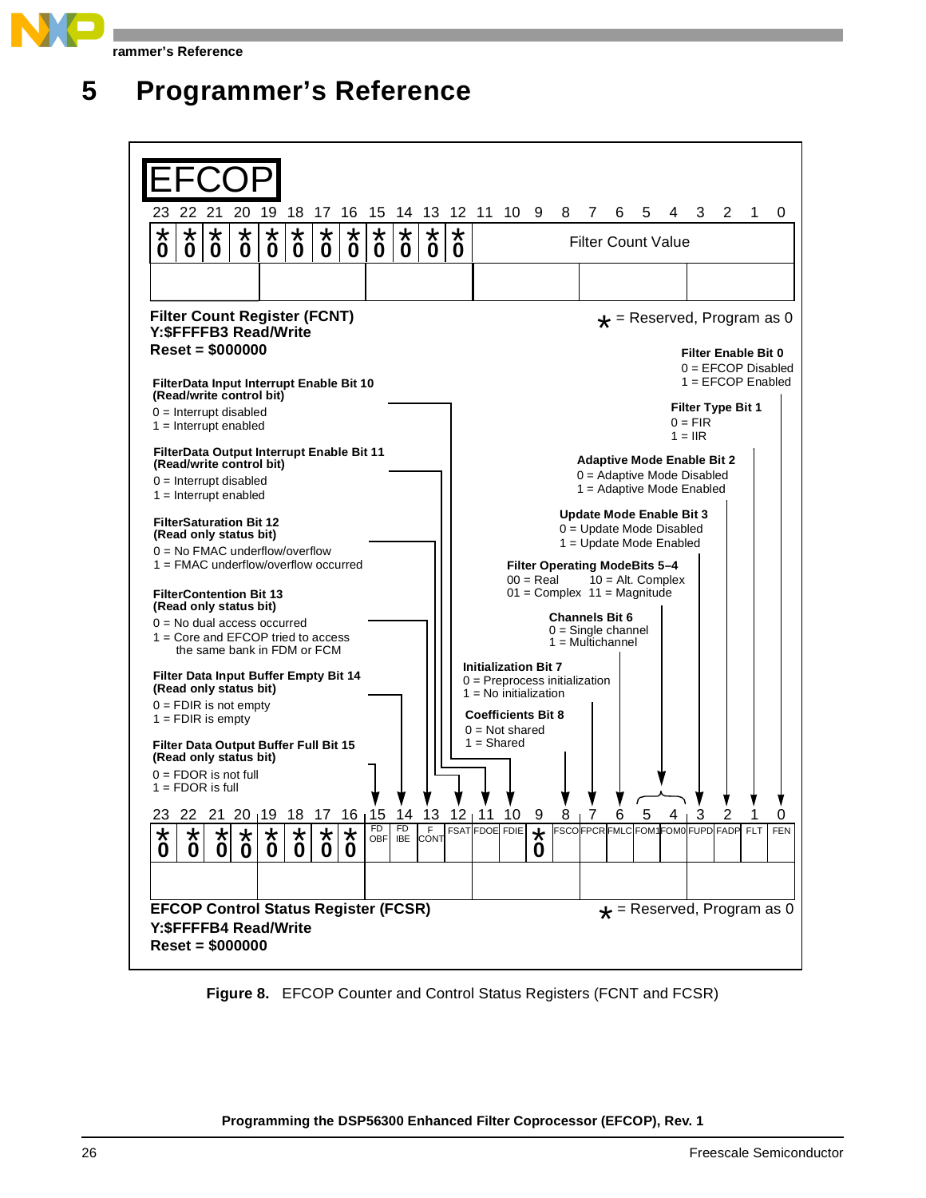# 5 Programmer's Reference

**EFCOP**

**Filter Count Register (FCNT)**
**Y:$FFFFB3 Read/Write**
**Reset = $000000**

| 23 | 22 | 21 | 20 | 19 | 18 | 17 | 16 | 15 | 14 | 13 | 12 | 11–0 |
|---|---|---|---|---|---|---|---|---|---|---|---|---|
| * 0 | * 0 | * 0 | * 0 | * 0 | * 0 | * 0 | * 0 | * 0 | * 0 | * 0 | * 0 | Filter Count Value |

* = Reserved, Program as 0

**EFCOP Control Status Register (FCSR)**
**Y:$FFFFB4 Read/Write**
**Reset = $000000**

| 23 | 22 | 21 | 20 | 19 | 18 | 17 | 16 | 15 | 14 | 13 | 12 | 11 | 10 | 9 | 8 | 7 | 6 | 5 | 4 | 3 | 2 | 1 | 0 |
|---|---|---|---|---|---|---|---|---|---|---|---|---|---|---|---|---|---|---|---|---|---|---|---|
| * 0 | * 0 | * 0 | * 0 | * 0 | * 0 | * 0 | * 0 | FDOBF | FDIBE | FCONT | FSAT | FDOE | FDIE | * 0 | FSCO | FPCR | FMLC | FOM1 | FOM0 | FUPD | FADP | FLT | FEN |

* = Reserved, Program as 0

**Filter Enable Bit 0**
0 = EFCOP Disabled
1 = EFCOP Enabled

**Filter Type Bit 1**
0 = FIR
1 = IIR

**Adaptive Mode Enable Bit 2**
0 = Adaptive Mode Disabled
1 = Adaptive Mode Enabled

**Update Mode Enable Bit 3**
0 = Update Mode Disabled
1 = Update Mode Enabled

**Filter Operating ModeBits 5–4**
00 = Real    10 = Alt. Complex
01 = Complex 11 = Magnitude

**Channels Bit 6**
0 = Single channel
1 = Multichannel

**Initialization Bit 7**
0 = Preprocess initialization
1 = No initialization

**Coefficients Bit 8**
0 = Not shared
1 = Shared

**FilterData Input Interrupt Enable Bit 10**
**(Read/write control bit)**
0 = Interrupt disabled
1 = Interrupt enabled

**FilterData Output Interrupt Enable Bit 11**
**(Read/write control bit)**
0 = Interrupt disabled
1 = Interrupt enabled

**FilterSaturation Bit 12**
**(Read only status bit)**
0 = No FMAC underflow/overflow
1 = FMAC underflow/overflow occurred

**FilterContention Bit 13**
**(Read only status bit)**
0 = No dual access occurred
1 = Core and EFCOP tried to access the same bank in FDM or FCM

**Filter Data Input Buffer Empty Bit 14**
**(Read only status bit)**
0 = FDIR is not empty
1 = FDIR is empty

**Filter Data Output Buffer Full Bit 15**
**(Read only status bit)**
0 = FDOR is not full
1 = FDOR is full

**Figure 8.** EFCOP Counter and Control Status Registers (FCNT and FCSR)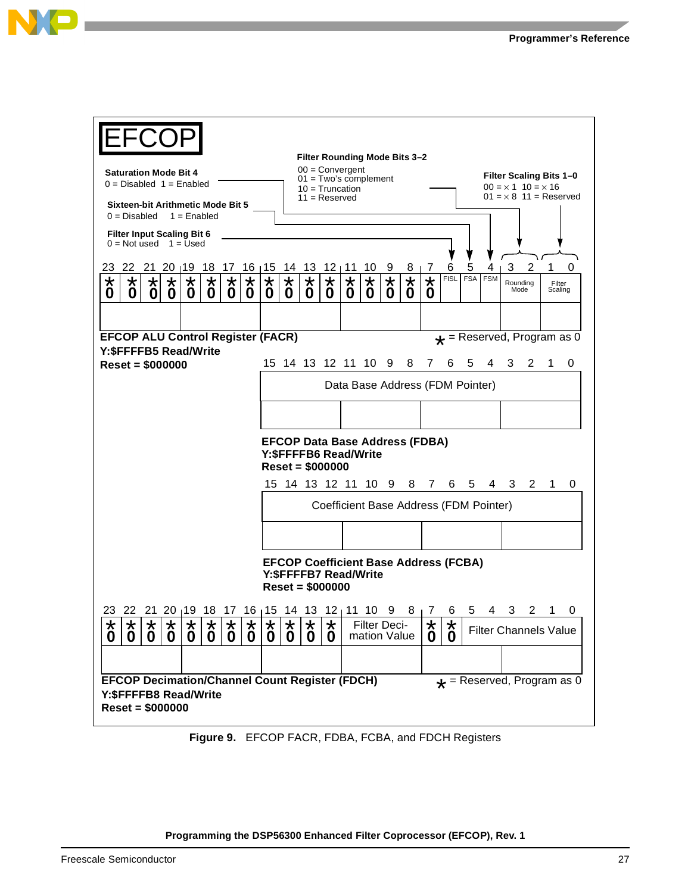# EFCOP

**Saturation Mode Bit 4**
0 = Disabled 1 = Enabled

**Sixteen-bit Arithmetic Mode Bit 5**
0 = Disabled 1 = Enabled

**Filter Input Scaling Bit 6**
0 = Not used 1 = Used

**Filter Rounding Mode Bits 3–2**
00 = Convergent
01 = Two's complement
10 = Truncation
11 = Reserved

**Filter Scaling Bits 1–0**
00 = × 1 10 = × 16
01 = × 8 11 = Reserved

| 23 | 22 | 21 | 20 | 19 | 18 | 17 | 16 | 15 | 14 | 13 | 12 | 11 | 10 | 9 | 8 | 7 | 6 | 5 | 4 | 3 | 2 | 1 | 0 |
|---|---|---|---|---|---|---|---|---|---|---|---|---|---|---|---|---|---|---|---|---|---|---|---|
| *0 | *0 | *0 | *0 | *0 | *0 | *0 | *0 | *0 | *0 | *0 | *0 | *0 | *0 | *0 | *0 | *0 | FISL | FSA | FSM | Rounding Mode | | Filter Scaling | |

**EFCOP ALU Control Register (FACR)**
**Y:$FFFFB5 Read/Write**
**Reset = $000000**

* = Reserved, Program as 0

| 15 | 14 | 13 | 12 | 11 | 10 | 9 | 8 | 7 | 6 | 5 | 4 | 3 | 2 | 1 | 0 |
|---|---|---|---|---|---|---|---|---|---|---|---|---|---|---|---|
| Data Base Address (FDM Pointer) | | | | | | | | | | | | | | | |

**EFCOP Data Base Address (FDBA)**
**Y:$FFFFB6 Read/Write**
**Reset = $000000**

| 15 | 14 | 13 | 12 | 11 | 10 | 9 | 8 | 7 | 6 | 5 | 4 | 3 | 2 | 1 | 0 |
|---|---|---|---|---|---|---|---|---|---|---|---|---|---|---|---|
| Coefficient Base Address (FDM Pointer) | | | | | | | | | | | | | | | |

**EFCOP Coefficient Base Address (FCBA)**
**Y:$FFFFB7 Read/Write**
**Reset = $000000**

| 23 | 22 | 21 | 20 | 19 | 18 | 17 | 16 | 15 | 14 | 13 | 12 | 11 | 10 | 9 | 8 | 7 | 6 | 5 | 4 | 3 | 2 | 1 | 0 |
|---|---|---|---|---|---|---|---|---|---|---|---|---|---|---|---|---|---|---|---|---|---|---|---|
| *0 | *0 | *0 | *0 | *0 | *0 | *0 | *0 | *0 | *0 | *0 | *0 | Filter Decimation Value | | | | *0 | *0 | Filter Channels Value | | | | | |

**EFCOP Decimation/Channel Count Register (FDCH)**
**Y:$FFFFB8 Read/Write**
**Reset = $000000**

* = Reserved, Program as 0

**Figure 9.** EFCOP FACR, FDBA, FCBA, and FDCH Registers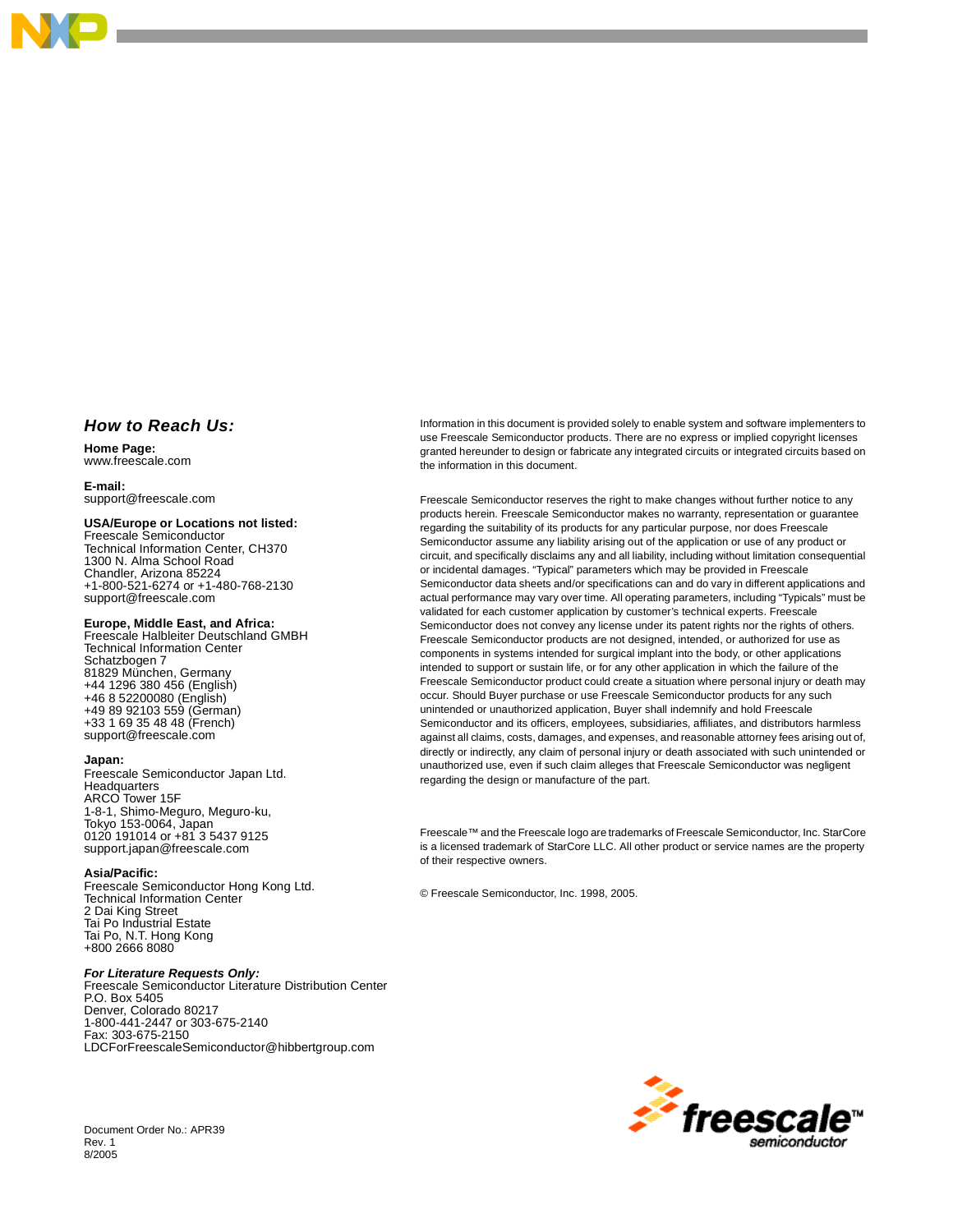## *How to Reach Us:*

**Home Page:**
www.freescale.com

**E-mail:**
support@freescale.com

**USA/Europe or Locations not listed:**
Freescale Semiconductor
Technical Information Center, CH370
1300 N. Alma School Road
Chandler, Arizona 85224
+1-800-521-6274 or +1-480-768-2130
support@freescale.com

**Europe, Middle East, and Africa:**
Freescale Halbleiter Deutschland GMBH
Technical Information Center
Schatzbogen 7
81829 München, Germany
+44 1296 380 456 (English)
+46 8 52200080 (English)
+49 89 92103 559 (German)
+33 1 69 35 48 48 (French)
support@freescale.com

**Japan:**
Freescale Semiconductor Japan Ltd.
Headquarters
ARCO Tower 15F
1-8-1, Shimo-Meguro, Meguro-ku,
Tokyo 153-0064, Japan
0120 191014 or +81 3 5437 9125
support.japan@freescale.com

**Asia/Pacific:**
Freescale Semiconductor Hong Kong Ltd.
Technical Information Center
2 Dai King Street
Tai Po Industrial Estate
Tai Po, N.T. Hong Kong
+800 2666 8080

***For Literature Requests Only:***
Freescale Semiconductor Literature Distribution Center
P.O. Box 5405
Denver, Colorado 80217
1-800-441-2447 or 303-675-2140
Fax: 303-675-2150
LDCForFreescaleSemiconductor@hibbertgroup.com

Information in this document is provided solely to enable system and software implementers to use Freescale Semiconductor products. There are no express or implied copyright licenses granted hereunder to design or fabricate any integrated circuits or integrated circuits based on the information in this document.

Freescale Semiconductor reserves the right to make changes without further notice to any products herein. Freescale Semiconductor makes no warranty, representation or guarantee regarding the suitability of its products for any particular purpose, nor does Freescale Semiconductor assume any liability arising out of the application or use of any product or circuit, and specifically disclaims any and all liability, including without limitation consequential or incidental damages. "Typical" parameters which may be provided in Freescale Semiconductor data sheets and/or specifications can and do vary in different applications and actual performance may vary over time. All operating parameters, including "Typicals" must be validated for each customer application by customer's technical experts. Freescale Semiconductor does not convey any license under its patent rights nor the rights of others. Freescale Semiconductor products are not designed, intended, or authorized for use as components in systems intended for surgical implant into the body, or other applications intended to support or sustain life, or for any other application in which the failure of the Freescale Semiconductor product could create a situation where personal injury or death may occur. Should Buyer purchase or use Freescale Semiconductor products for any such unintended or unauthorized application, Buyer shall indemnify and hold Freescale Semiconductor and its officers, employees, subsidiaries, affiliates, and distributors harmless against all claims, costs, damages, and expenses, and reasonable attorney fees arising out of, directly or indirectly, any claim of personal injury or death associated with such unintended or unauthorized use, even if such claim alleges that Freescale Semiconductor was negligent regarding the design or manufacture of the part.

Freescale™ and the Freescale logo are trademarks of Freescale Semiconductor, Inc. StarCore is a licensed trademark of StarCore LLC. All other product or service names are the property of their respective owners.

© Freescale Semiconductor, Inc. 1998, 2005.

Document Order No.: APR39
Rev. 1
8/2005